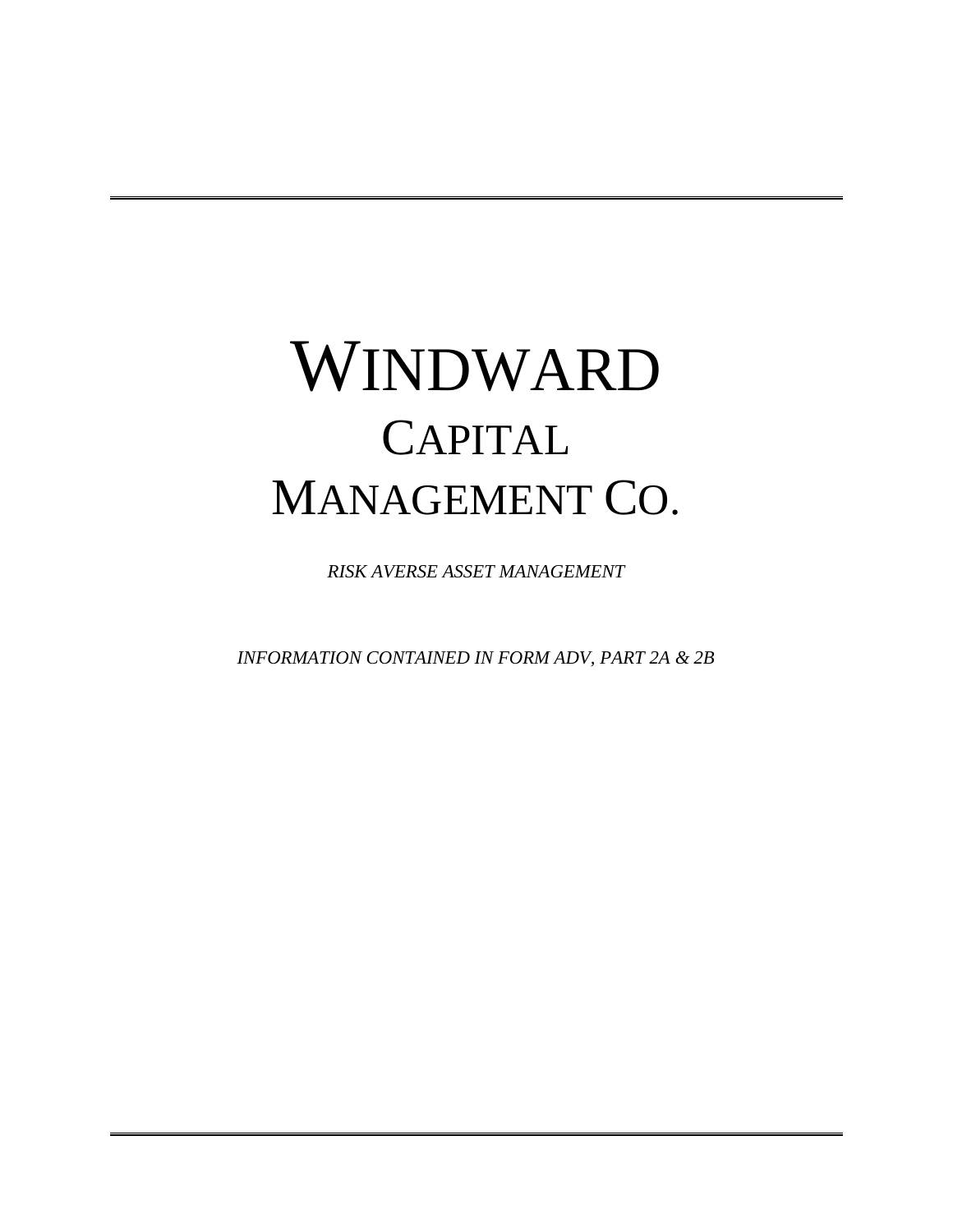# WINDWARD CAPITAL MANAGEMENT CO.

*RISK AVERSE ASSET MANAGEMENT*

*INFORMATION CONTAINED IN FORM ADV, PART 2A & 2B*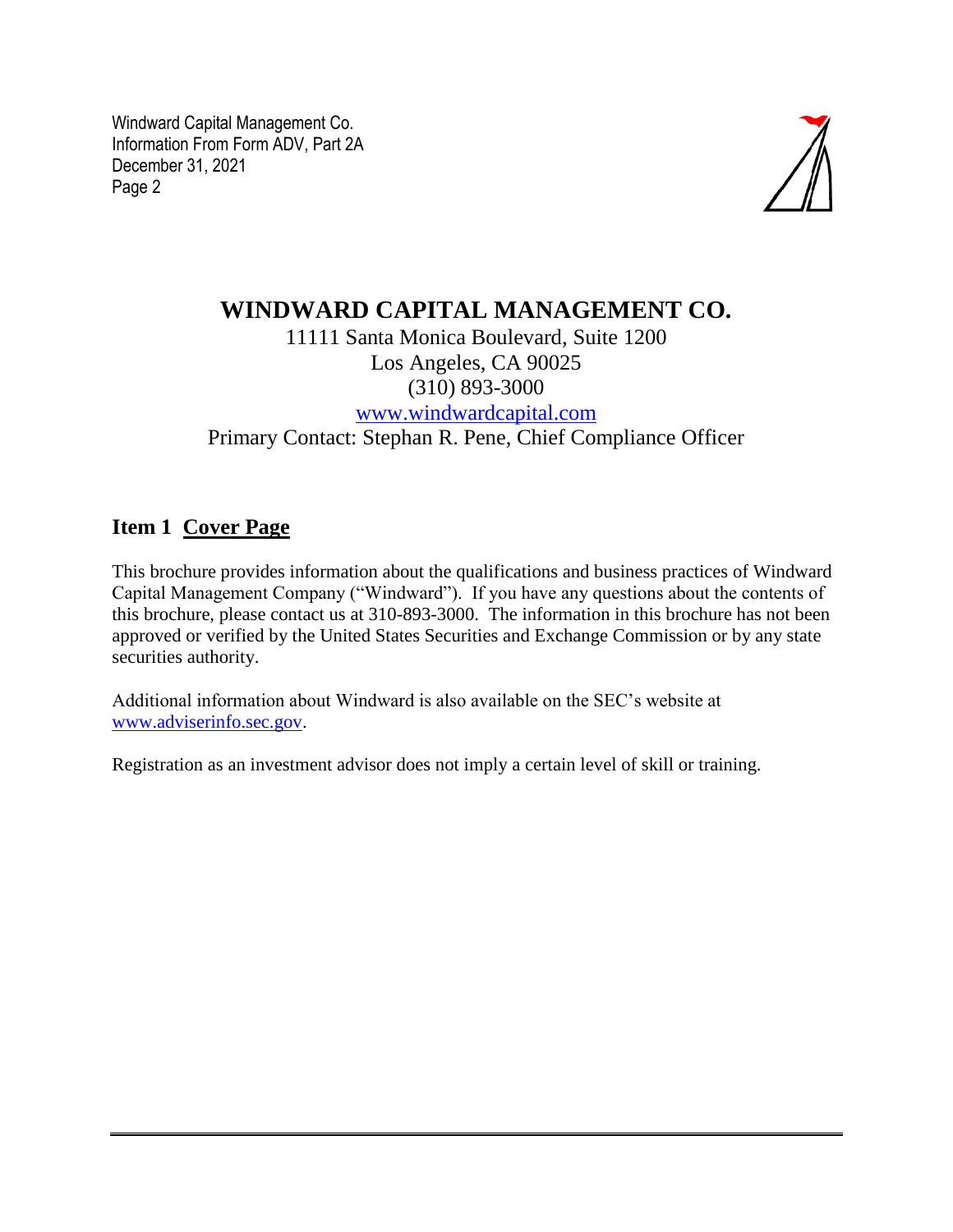# WINDWARD CAPITAL MANAGEMENT CO.

11111 Santa Monica Boulevard, Suite 1200
Los Angeles, CA 90025
(310) 893-3000
www.windwardcapital.com
Primary Contact: Stephan R. Pene, Chief Compliance Officer

## Item 1 Cover Page

This brochure provides information about the qualifications and business practices of Windward Capital Management Company ("Windward"). If you have any questions about the contents of this brochure, please contact us at 310-893-3000. The information in this brochure has not been approved or verified by the United States Securities and Exchange Commission or by any state securities authority.

Additional information about Windward is also available on the SEC's website at www.adviserinfo.sec.gov.

Registration as an investment advisor does not imply a certain level of skill or training.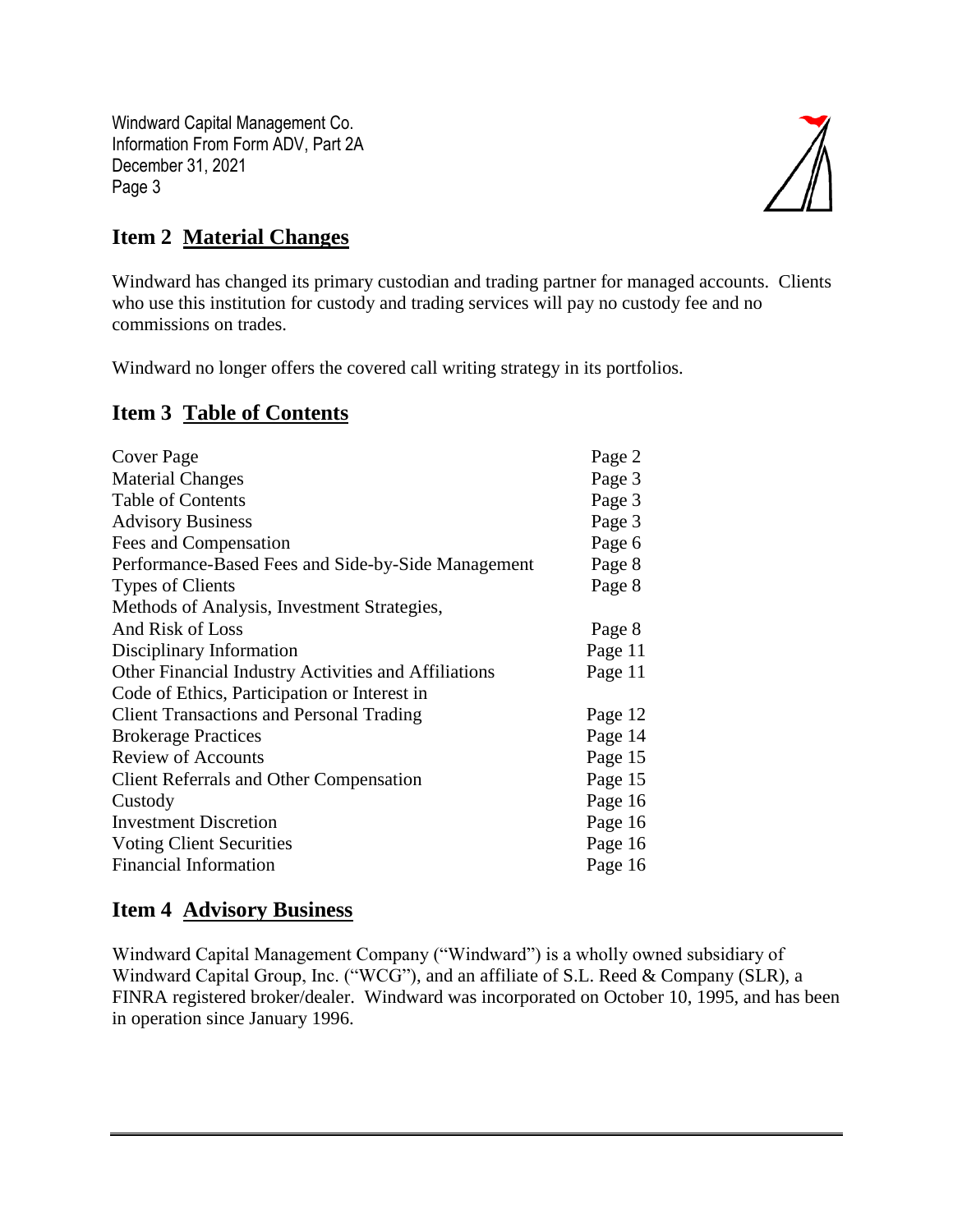## Item 2 Material Changes

Windward has changed its primary custodian and trading partner for managed accounts. Clients who use this institution for custody and trading services will pay no custody fee and no commissions on trades.

Windward no longer offers the covered call writing strategy in its portfolios.

## Item 3 Table of Contents

| | |
|---|---|
| Cover Page | Page 2 |
| Material Changes | Page 3 |
| Table of Contents | Page 3 |
| Advisory Business | Page 3 |
| Fees and Compensation | Page 6 |
| Performance-Based Fees and Side-by-Side Management | Page 8 |
| Types of Clients | Page 8 |
| Methods of Analysis, Investment Strategies, And Risk of Loss | Page 8 |
| Disciplinary Information | Page 11 |
| Other Financial Industry Activities and Affiliations | Page 11 |
| Code of Ethics, Participation or Interest in Client Transactions and Personal Trading | Page 12 |
| Brokerage Practices | Page 14 |
| Review of Accounts | Page 15 |
| Client Referrals and Other Compensation | Page 15 |
| Custody | Page 16 |
| Investment Discretion | Page 16 |
| Voting Client Securities | Page 16 |
| Financial Information | Page 16 |

## Item 4 Advisory Business

Windward Capital Management Company ("Windward") is a wholly owned subsidiary of Windward Capital Group, Inc. ("WCG"), and an affiliate of S.L. Reed & Company (SLR), a FINRA registered broker/dealer. Windward was incorporated on October 10, 1995, and has been in operation since January 1996.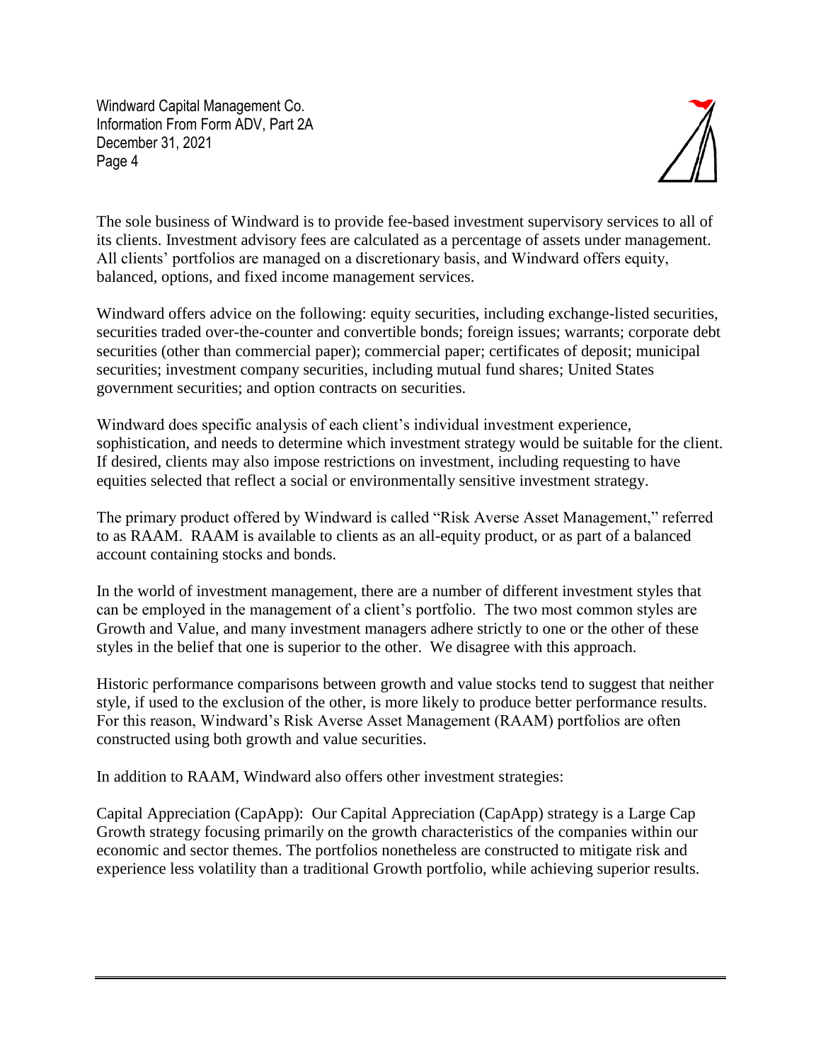The sole business of Windward is to provide fee-based investment supervisory services to all of its clients. Investment advisory fees are calculated as a percentage of assets under management. All clients' portfolios are managed on a discretionary basis, and Windward offers equity, balanced, options, and fixed income management services.

Windward offers advice on the following: equity securities, including exchange-listed securities, securities traded over-the-counter and convertible bonds; foreign issues; warrants; corporate debt securities (other than commercial paper); commercial paper; certificates of deposit; municipal securities; investment company securities, including mutual fund shares; United States government securities; and option contracts on securities.

Windward does specific analysis of each client's individual investment experience, sophistication, and needs to determine which investment strategy would be suitable for the client. If desired, clients may also impose restrictions on investment, including requesting to have equities selected that reflect a social or environmentally sensitive investment strategy.

The primary product offered by Windward is called "Risk Averse Asset Management," referred to as RAAM. RAAM is available to clients as an all-equity product, or as part of a balanced account containing stocks and bonds.

In the world of investment management, there are a number of different investment styles that can be employed in the management of a client's portfolio. The two most common styles are Growth and Value, and many investment managers adhere strictly to one or the other of these styles in the belief that one is superior to the other. We disagree with this approach.

Historic performance comparisons between growth and value stocks tend to suggest that neither style, if used to the exclusion of the other, is more likely to produce better performance results. For this reason, Windward's Risk Averse Asset Management (RAAM) portfolios are often constructed using both growth and value securities.

In addition to RAAM, Windward also offers other investment strategies:

Capital Appreciation (CapApp): Our Capital Appreciation (CapApp) strategy is a Large Cap Growth strategy focusing primarily on the growth characteristics of the companies within our economic and sector themes. The portfolios nonetheless are constructed to mitigate risk and experience less volatility than a traditional Growth portfolio, while achieving superior results.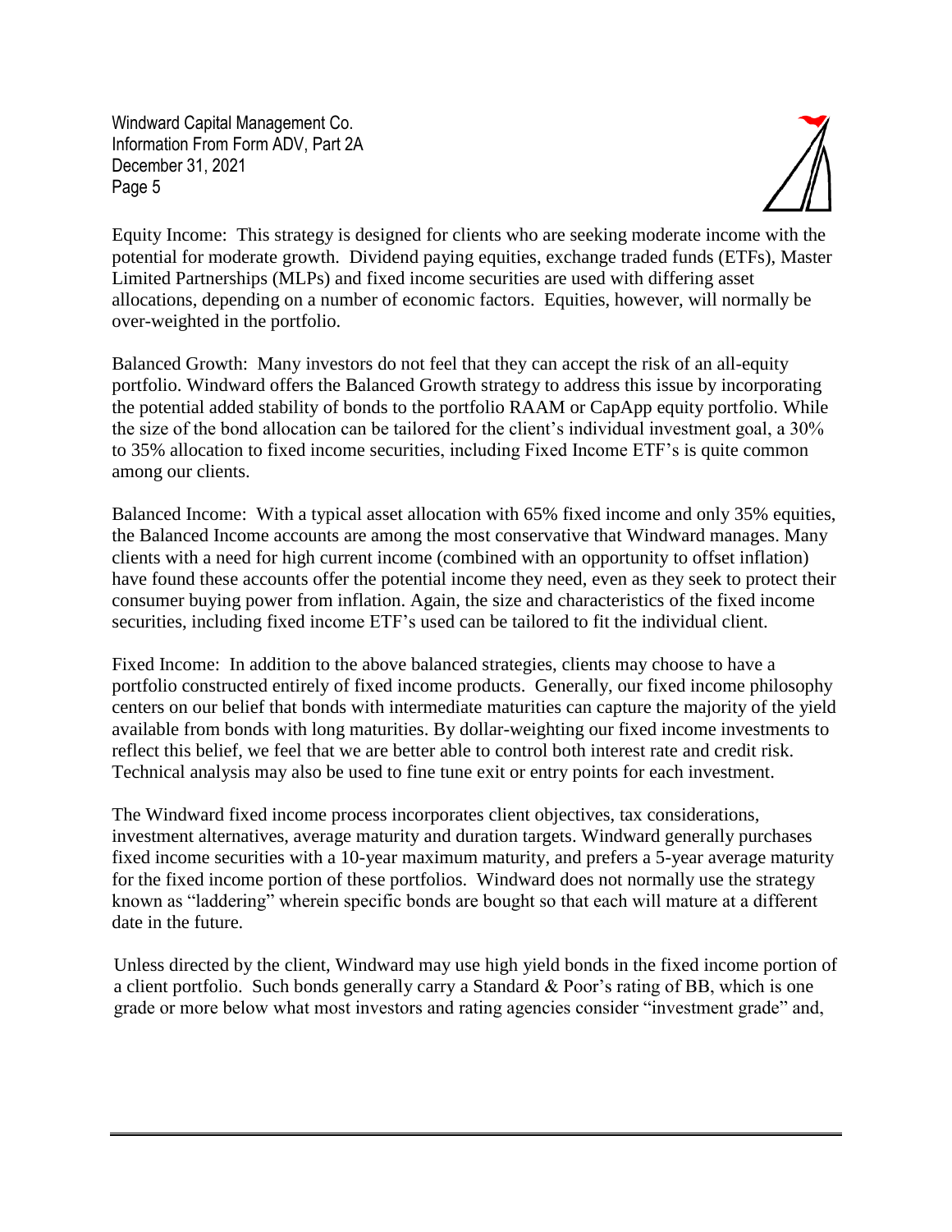Equity Income: This strategy is designed for clients who are seeking moderate income with the potential for moderate growth. Dividend paying equities, exchange traded funds (ETFs), Master Limited Partnerships (MLPs) and fixed income securities are used with differing asset allocations, depending on a number of economic factors. Equities, however, will normally be over-weighted in the portfolio.

Balanced Growth: Many investors do not feel that they can accept the risk of an all-equity portfolio. Windward offers the Balanced Growth strategy to address this issue by incorporating the potential added stability of bonds to the portfolio RAAM or CapApp equity portfolio. While the size of the bond allocation can be tailored for the client's individual investment goal, a 30% to 35% allocation to fixed income securities, including Fixed Income ETF's is quite common among our clients.

Balanced Income: With a typical asset allocation with 65% fixed income and only 35% equities, the Balanced Income accounts are among the most conservative that Windward manages. Many clients with a need for high current income (combined with an opportunity to offset inflation) have found these accounts offer the potential income they need, even as they seek to protect their consumer buying power from inflation. Again, the size and characteristics of the fixed income securities, including fixed income ETF's used can be tailored to fit the individual client.

Fixed Income: In addition to the above balanced strategies, clients may choose to have a portfolio constructed entirely of fixed income products. Generally, our fixed income philosophy centers on our belief that bonds with intermediate maturities can capture the majority of the yield available from bonds with long maturities. By dollar-weighting our fixed income investments to reflect this belief, we feel that we are better able to control both interest rate and credit risk. Technical analysis may also be used to fine tune exit or entry points for each investment.

The Windward fixed income process incorporates client objectives, tax considerations, investment alternatives, average maturity and duration targets. Windward generally purchases fixed income securities with a 10-year maximum maturity, and prefers a 5-year average maturity for the fixed income portion of these portfolios. Windward does not normally use the strategy known as "laddering" wherein specific bonds are bought so that each will mature at a different date in the future.

Unless directed by the client, Windward may use high yield bonds in the fixed income portion of a client portfolio. Such bonds generally carry a Standard & Poor's rating of BB, which is one grade or more below what most investors and rating agencies consider "investment grade" and,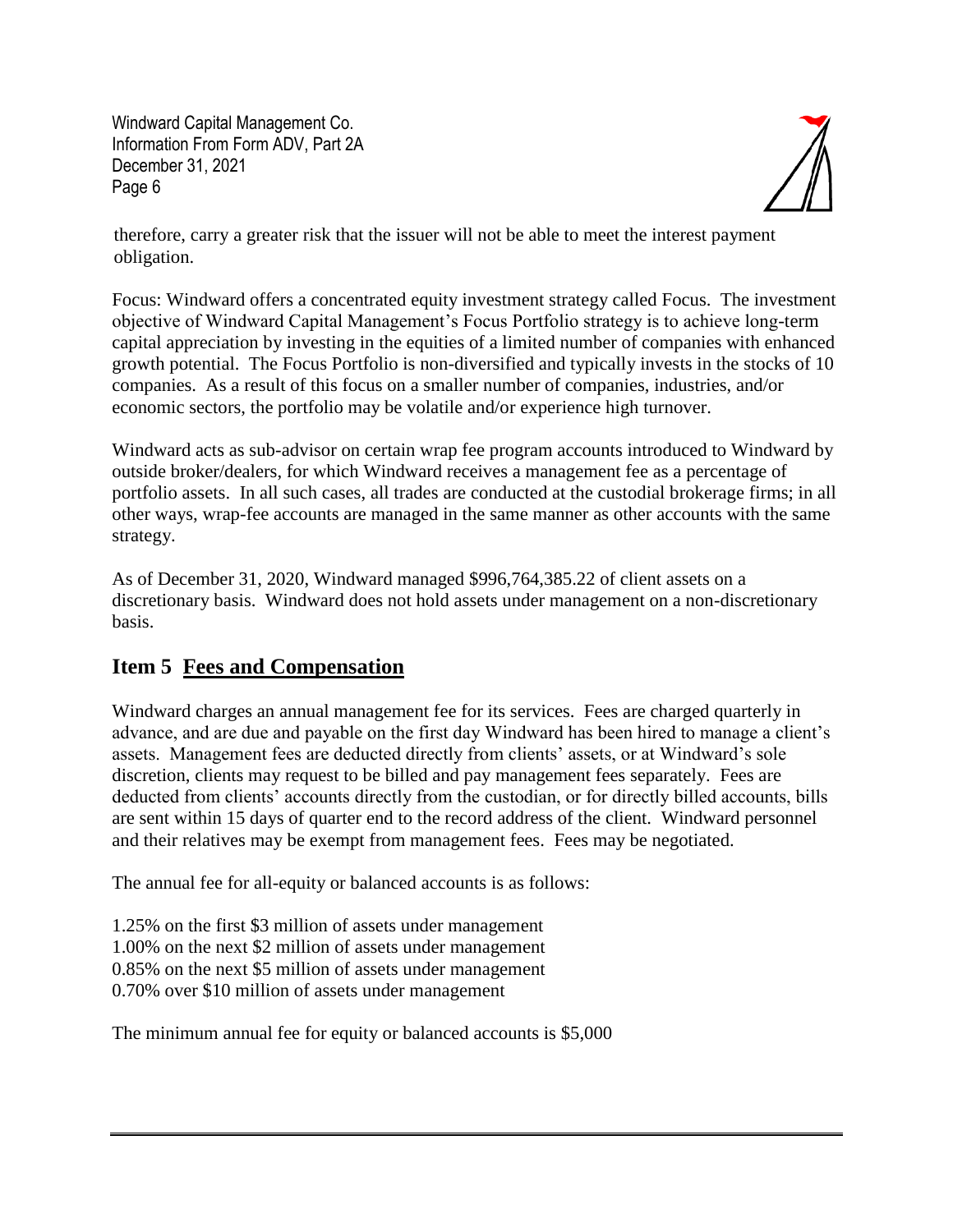therefore, carry a greater risk that the issuer will not be able to meet the interest payment obligation.

Focus: Windward offers a concentrated equity investment strategy called Focus. The investment objective of Windward Capital Management's Focus Portfolio strategy is to achieve long-term capital appreciation by investing in the equities of a limited number of companies with enhanced growth potential. The Focus Portfolio is non-diversified and typically invests in the stocks of 10 companies. As a result of this focus on a smaller number of companies, industries, and/or economic sectors, the portfolio may be volatile and/or experience high turnover.

Windward acts as sub-advisor on certain wrap fee program accounts introduced to Windward by outside broker/dealers, for which Windward receives a management fee as a percentage of portfolio assets. In all such cases, all trades are conducted at the custodial brokerage firms; in all other ways, wrap-fee accounts are managed in the same manner as other accounts with the same strategy.

As of December 31, 2020, Windward managed $996,764,385.22 of client assets on a discretionary basis. Windward does not hold assets under management on a non-discretionary basis.

## Item 5 Fees and Compensation

Windward charges an annual management fee for its services. Fees are charged quarterly in advance, and are due and payable on the first day Windward has been hired to manage a client's assets. Management fees are deducted directly from clients' assets, or at Windward's sole discretion, clients may request to be billed and pay management fees separately. Fees are deducted from clients' accounts directly from the custodian, or for directly billed accounts, bills are sent within 15 days of quarter end to the record address of the client. Windward personnel and their relatives may be exempt from management fees. Fees may be negotiated.

The annual fee for all-equity or balanced accounts is as follows:

1.25% on the first $3 million of assets under management
1.00% on the next $2 million of assets under management
0.85% on the next $5 million of assets under management
0.70% over $10 million of assets under management

The minimum annual fee for equity or balanced accounts is $5,000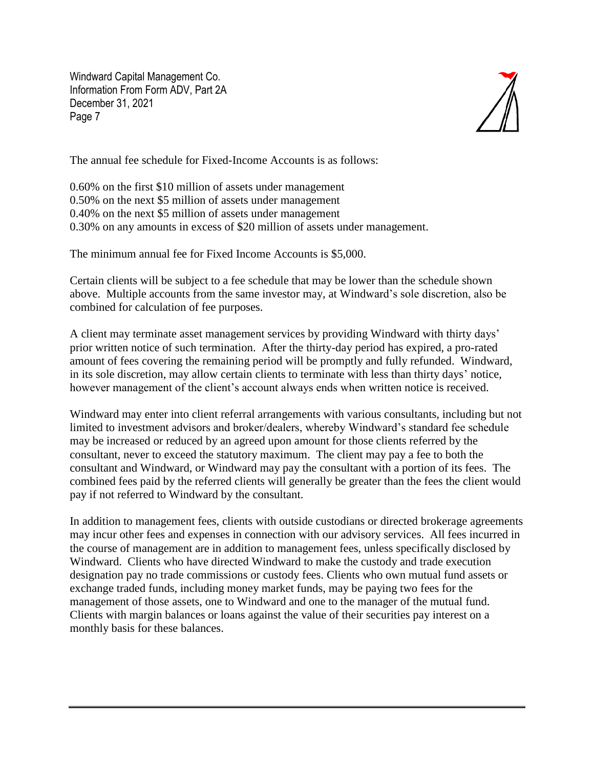The annual fee schedule for Fixed-Income Accounts is as follows:

0.60% on the first $10 million of assets under management
0.50% on the next $5 million of assets under management
0.40% on the next $5 million of assets under management
0.30% on any amounts in excess of $20 million of assets under management.

The minimum annual fee for Fixed Income Accounts is $5,000.

Certain clients will be subject to a fee schedule that may be lower than the schedule shown above. Multiple accounts from the same investor may, at Windward's sole discretion, also be combined for calculation of fee purposes.

A client may terminate asset management services by providing Windward with thirty days' prior written notice of such termination. After the thirty-day period has expired, a pro-rated amount of fees covering the remaining period will be promptly and fully refunded. Windward, in its sole discretion, may allow certain clients to terminate with less than thirty days' notice, however management of the client's account always ends when written notice is received.

Windward may enter into client referral arrangements with various consultants, including but not limited to investment advisors and broker/dealers, whereby Windward's standard fee schedule may be increased or reduced by an agreed upon amount for those clients referred by the consultant, never to exceed the statutory maximum. The client may pay a fee to both the consultant and Windward, or Windward may pay the consultant with a portion of its fees. The combined fees paid by the referred clients will generally be greater than the fees the client would pay if not referred to Windward by the consultant.

In addition to management fees, clients with outside custodians or directed brokerage agreements may incur other fees and expenses in connection with our advisory services. All fees incurred in the course of management are in addition to management fees, unless specifically disclosed by Windward. Clients who have directed Windward to make the custody and trade execution designation pay no trade commissions or custody fees. Clients who own mutual fund assets or exchange traded funds, including money market funds, may be paying two fees for the management of those assets, one to Windward and one to the manager of the mutual fund. Clients with margin balances or loans against the value of their securities pay interest on a monthly basis for these balances.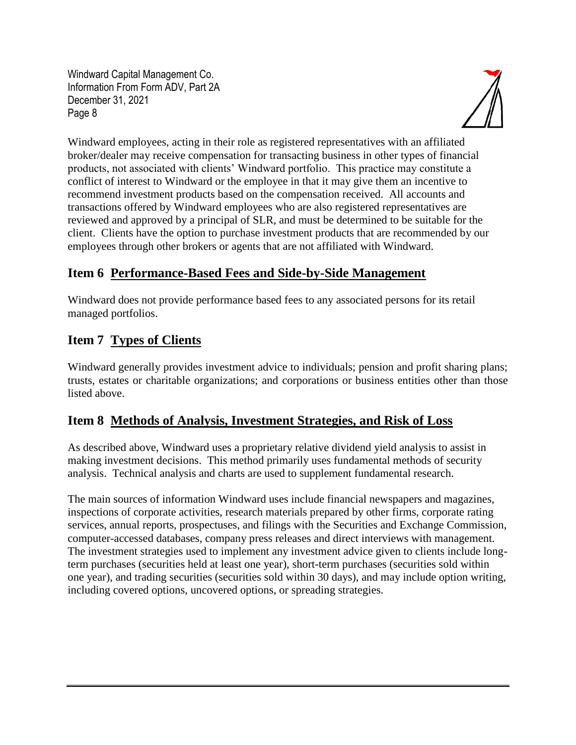Windward employees, acting in their role as registered representatives with an affiliated broker/dealer may receive compensation for transacting business in other types of financial products, not associated with clients' Windward portfolio. This practice may constitute a conflict of interest to Windward or the employee in that it may give them an incentive to recommend investment products based on the compensation received. All accounts and transactions offered by Windward employees who are also registered representatives are reviewed and approved by a principal of SLR, and must be determined to be suitable for the client. Clients have the option to purchase investment products that are recommended by our employees through other brokers or agents that are not affiliated with Windward.

## Item 6 Performance-Based Fees and Side-by-Side Management

Windward does not provide performance based fees to any associated persons for its retail managed portfolios.

## Item 7 Types of Clients

Windward generally provides investment advice to individuals; pension and profit sharing plans; trusts, estates or charitable organizations; and corporations or business entities other than those listed above.

## Item 8 Methods of Analysis, Investment Strategies, and Risk of Loss

As described above, Windward uses a proprietary relative dividend yield analysis to assist in making investment decisions. This method primarily uses fundamental methods of security analysis. Technical analysis and charts are used to supplement fundamental research.

The main sources of information Windward uses include financial newspapers and magazines, inspections of corporate activities, research materials prepared by other firms, corporate rating services, annual reports, prospectuses, and filings with the Securities and Exchange Commission, computer-accessed databases, company press releases and direct interviews with management. The investment strategies used to implement any investment advice given to clients include long-term purchases (securities held at least one year), short-term purchases (securities sold within one year), and trading securities (securities sold within 30 days), and may include option writing, including covered options, uncovered options, or spreading strategies.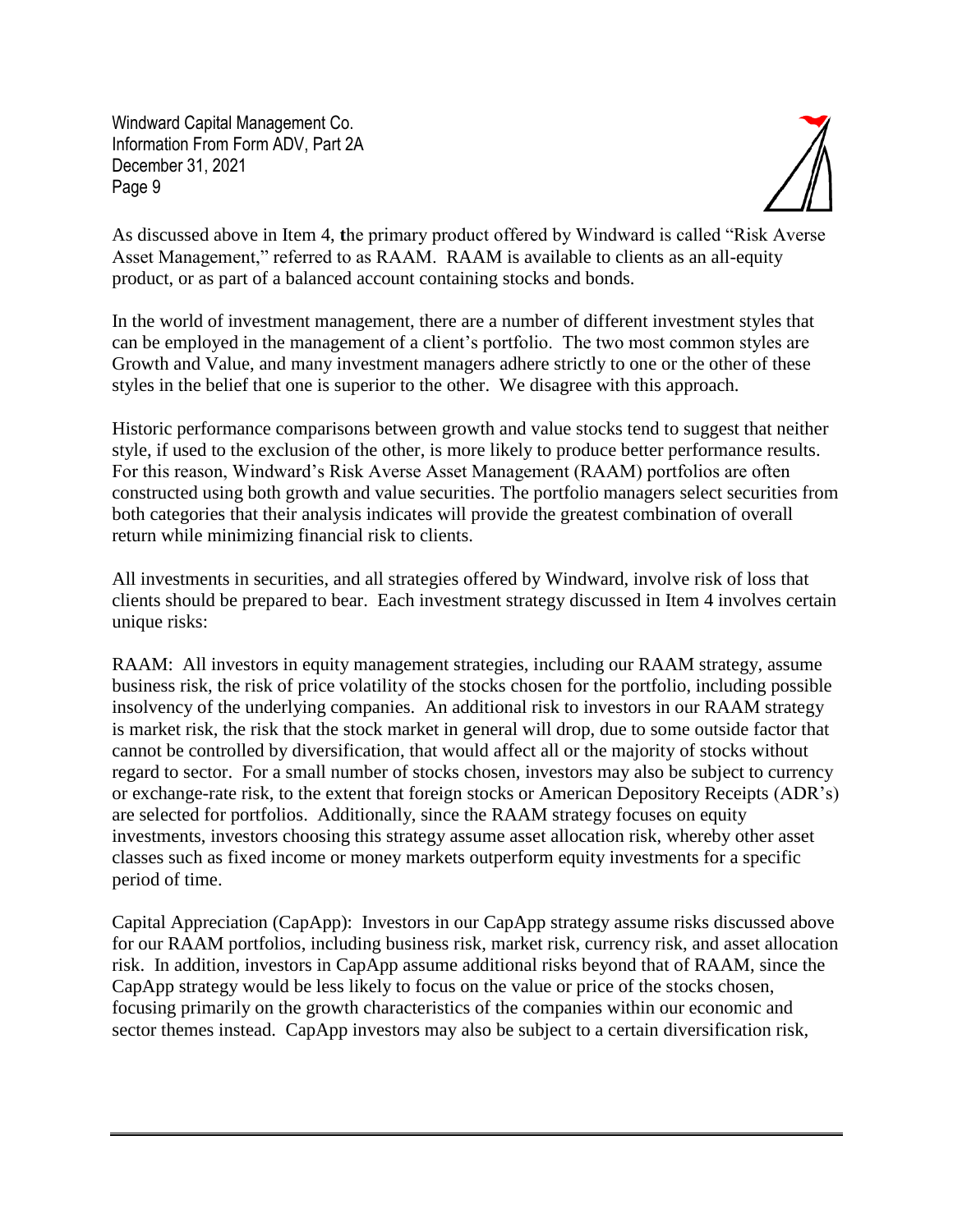As discussed above in Item 4, the primary product offered by Windward is called "Risk Averse Asset Management," referred to as RAAM. RAAM is available to clients as an all-equity product, or as part of a balanced account containing stocks and bonds.

In the world of investment management, there are a number of different investment styles that can be employed in the management of a client's portfolio. The two most common styles are Growth and Value, and many investment managers adhere strictly to one or the other of these styles in the belief that one is superior to the other. We disagree with this approach.

Historic performance comparisons between growth and value stocks tend to suggest that neither style, if used to the exclusion of the other, is more likely to produce better performance results. For this reason, Windward's Risk Averse Asset Management (RAAM) portfolios are often constructed using both growth and value securities. The portfolio managers select securities from both categories that their analysis indicates will provide the greatest combination of overall return while minimizing financial risk to clients.

All investments in securities, and all strategies offered by Windward, involve risk of loss that clients should be prepared to bear. Each investment strategy discussed in Item 4 involves certain unique risks:

RAAM: All investors in equity management strategies, including our RAAM strategy, assume business risk, the risk of price volatility of the stocks chosen for the portfolio, including possible insolvency of the underlying companies. An additional risk to investors in our RAAM strategy is market risk, the risk that the stock market in general will drop, due to some outside factor that cannot be controlled by diversification, that would affect all or the majority of stocks without regard to sector. For a small number of stocks chosen, investors may also be subject to currency or exchange-rate risk, to the extent that foreign stocks or American Depository Receipts (ADR's) are selected for portfolios. Additionally, since the RAAM strategy focuses on equity investments, investors choosing this strategy assume asset allocation risk, whereby other asset classes such as fixed income or money markets outperform equity investments for a specific period of time.

Capital Appreciation (CapApp): Investors in our CapApp strategy assume risks discussed above for our RAAM portfolios, including business risk, market risk, currency risk, and asset allocation risk. In addition, investors in CapApp assume additional risks beyond that of RAAM, since the CapApp strategy would be less likely to focus on the value or price of the stocks chosen, focusing primarily on the growth characteristics of the companies within our economic and sector themes instead. CapApp investors may also be subject to a certain diversification risk,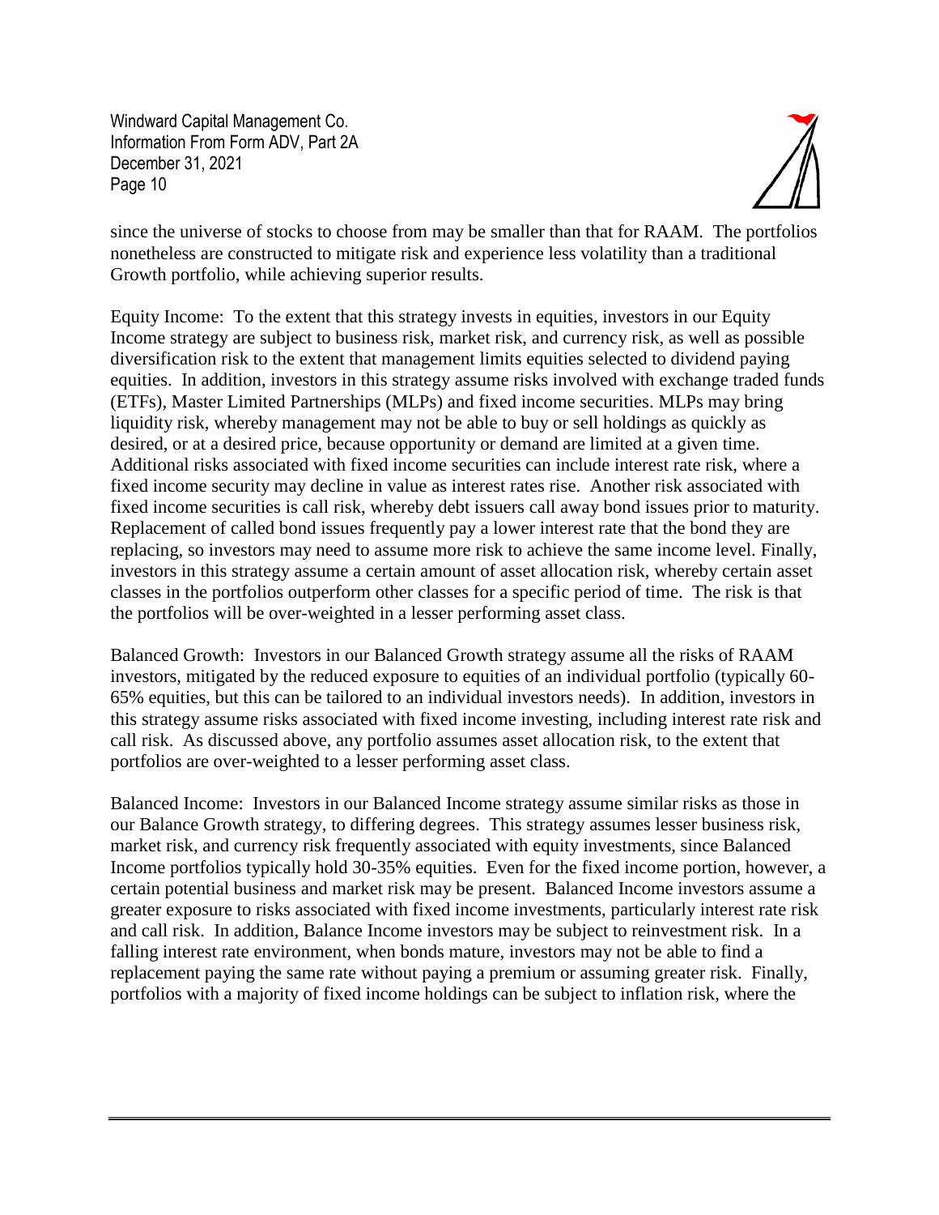since the universe of stocks to choose from may be smaller than that for RAAM. The portfolios nonetheless are constructed to mitigate risk and experience less volatility than a traditional Growth portfolio, while achieving superior results.

Equity Income: To the extent that this strategy invests in equities, investors in our Equity Income strategy are subject to business risk, market risk, and currency risk, as well as possible diversification risk to the extent that management limits equities selected to dividend paying equities. In addition, investors in this strategy assume risks involved with exchange traded funds (ETFs), Master Limited Partnerships (MLPs) and fixed income securities. MLPs may bring liquidity risk, whereby management may not be able to buy or sell holdings as quickly as desired, or at a desired price, because opportunity or demand are limited at a given time. Additional risks associated with fixed income securities can include interest rate risk, where a fixed income security may decline in value as interest rates rise. Another risk associated with fixed income securities is call risk, whereby debt issuers call away bond issues prior to maturity. Replacement of called bond issues frequently pay a lower interest rate that the bond they are replacing, so investors may need to assume more risk to achieve the same income level. Finally, investors in this strategy assume a certain amount of asset allocation risk, whereby certain asset classes in the portfolios outperform other classes for a specific period of time. The risk is that the portfolios will be over-weighted in a lesser performing asset class.

Balanced Growth: Investors in our Balanced Growth strategy assume all the risks of RAAM investors, mitigated by the reduced exposure to equities of an individual portfolio (typically 60-65% equities, but this can be tailored to an individual investors needs). In addition, investors in this strategy assume risks associated with fixed income investing, including interest rate risk and call risk. As discussed above, any portfolio assumes asset allocation risk, to the extent that portfolios are over-weighted to a lesser performing asset class.

Balanced Income: Investors in our Balanced Income strategy assume similar risks as those in our Balance Growth strategy, to differing degrees. This strategy assumes lesser business risk, market risk, and currency risk frequently associated with equity investments, since Balanced Income portfolios typically hold 30-35% equities. Even for the fixed income portion, however, a certain potential business and market risk may be present. Balanced Income investors assume a greater exposure to risks associated with fixed income investments, particularly interest rate risk and call risk. In addition, Balance Income investors may be subject to reinvestment risk. In a falling interest rate environment, when bonds mature, investors may not be able to find a replacement paying the same rate without paying a premium or assuming greater risk. Finally, portfolios with a majority of fixed income holdings can be subject to inflation risk, where the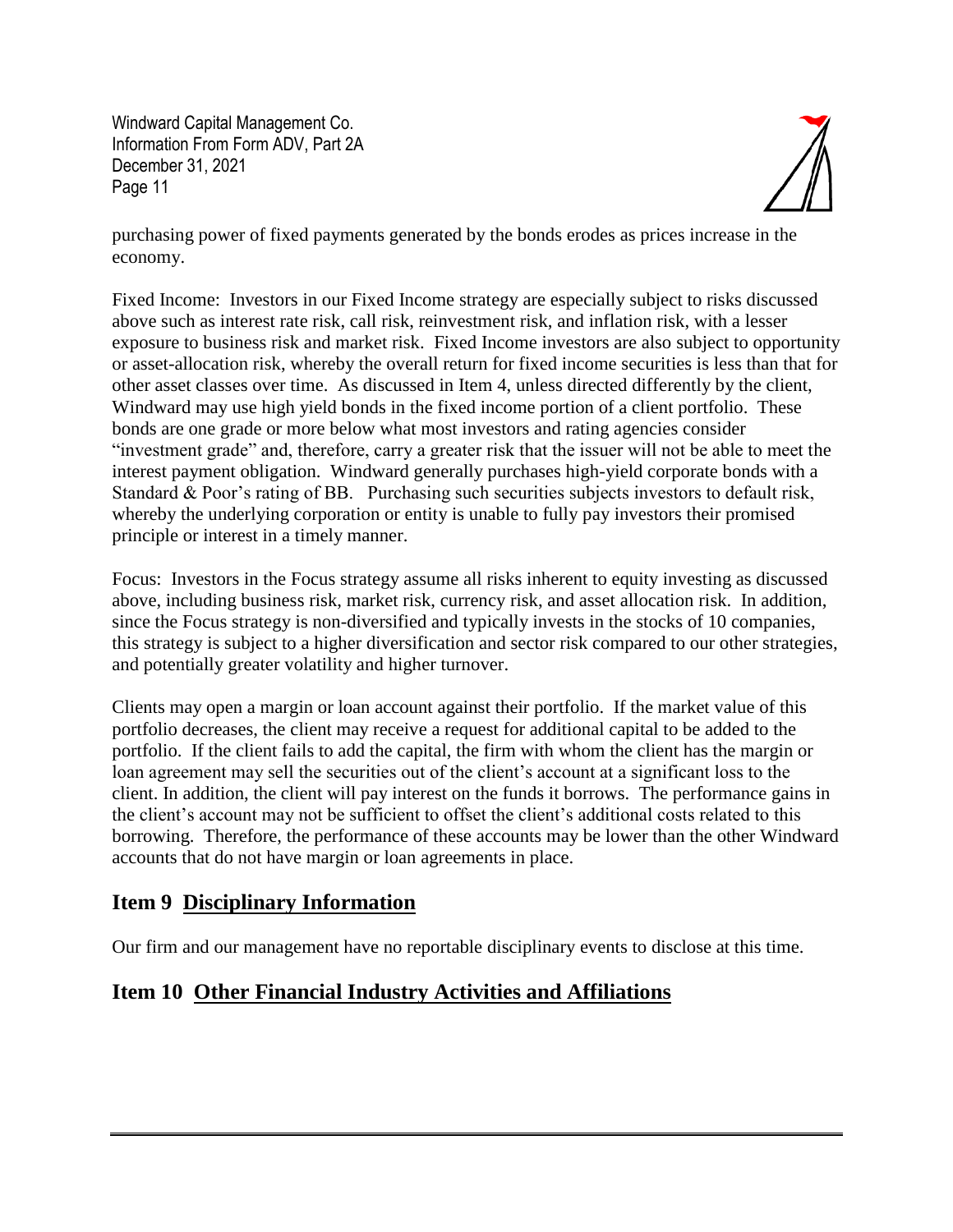purchasing power of fixed payments generated by the bonds erodes as prices increase in the economy.

Fixed Income: Investors in our Fixed Income strategy are especially subject to risks discussed above such as interest rate risk, call risk, reinvestment risk, and inflation risk, with a lesser exposure to business risk and market risk. Fixed Income investors are also subject to opportunity or asset-allocation risk, whereby the overall return for fixed income securities is less than that for other asset classes over time. As discussed in Item 4, unless directed differently by the client, Windward may use high yield bonds in the fixed income portion of a client portfolio. These bonds are one grade or more below what most investors and rating agencies consider "investment grade" and, therefore, carry a greater risk that the issuer will not be able to meet the interest payment obligation. Windward generally purchases high-yield corporate bonds with a Standard & Poor's rating of BB. Purchasing such securities subjects investors to default risk, whereby the underlying corporation or entity is unable to fully pay investors their promised principle or interest in a timely manner.

Focus: Investors in the Focus strategy assume all risks inherent to equity investing as discussed above, including business risk, market risk, currency risk, and asset allocation risk. In addition, since the Focus strategy is non-diversified and typically invests in the stocks of 10 companies, this strategy is subject to a higher diversification and sector risk compared to our other strategies, and potentially greater volatility and higher turnover.

Clients may open a margin or loan account against their portfolio. If the market value of this portfolio decreases, the client may receive a request for additional capital to be added to the portfolio. If the client fails to add the capital, the firm with whom the client has the margin or loan agreement may sell the securities out of the client's account at a significant loss to the client. In addition, the client will pay interest on the funds it borrows. The performance gains in the client's account may not be sufficient to offset the client's additional costs related to this borrowing. Therefore, the performance of these accounts may be lower than the other Windward accounts that do not have margin or loan agreements in place.

## Item 9 Disciplinary Information

Our firm and our management have no reportable disciplinary events to disclose at this time.

## Item 10 Other Financial Industry Activities and Affiliations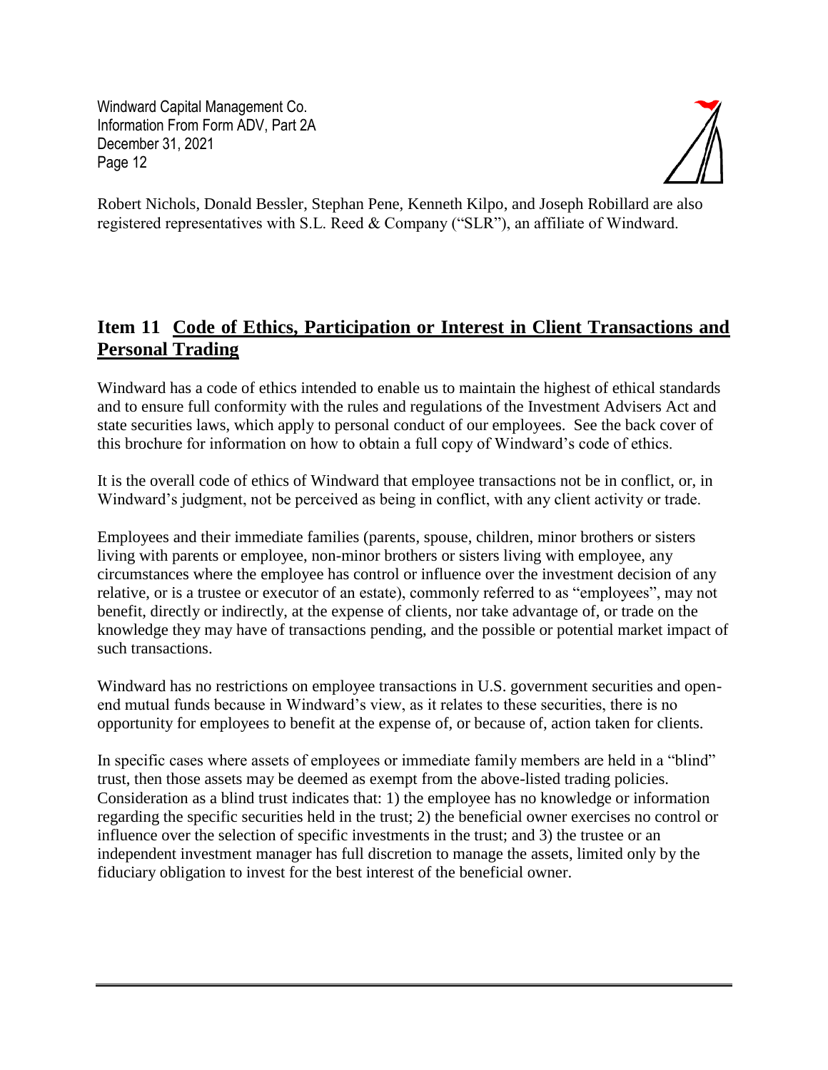Robert Nichols, Donald Bessler, Stephan Pene, Kenneth Kilpo, and Joseph Robillard are also registered representatives with S.L. Reed & Company ("SLR"), an affiliate of Windward.

## Item 11 Code of Ethics, Participation or Interest in Client Transactions and Personal Trading

Windward has a code of ethics intended to enable us to maintain the highest of ethical standards and to ensure full conformity with the rules and regulations of the Investment Advisers Act and state securities laws, which apply to personal conduct of our employees. See the back cover of this brochure for information on how to obtain a full copy of Windward's code of ethics.

It is the overall code of ethics of Windward that employee transactions not be in conflict, or, in Windward's judgment, not be perceived as being in conflict, with any client activity or trade.

Employees and their immediate families (parents, spouse, children, minor brothers or sisters living with parents or employee, non-minor brothers or sisters living with employee, any circumstances where the employee has control or influence over the investment decision of any relative, or is a trustee or executor of an estate), commonly referred to as "employees", may not benefit, directly or indirectly, at the expense of clients, nor take advantage of, or trade on the knowledge they may have of transactions pending, and the possible or potential market impact of such transactions.

Windward has no restrictions on employee transactions in U.S. government securities and open-end mutual funds because in Windward's view, as it relates to these securities, there is no opportunity for employees to benefit at the expense of, or because of, action taken for clients.

In specific cases where assets of employees or immediate family members are held in a "blind" trust, then those assets may be deemed as exempt from the above-listed trading policies. Consideration as a blind trust indicates that: 1) the employee has no knowledge or information regarding the specific securities held in the trust; 2) the beneficial owner exercises no control or influence over the selection of specific investments in the trust; and 3) the trustee or an independent investment manager has full discretion to manage the assets, limited only by the fiduciary obligation to invest for the best interest of the beneficial owner.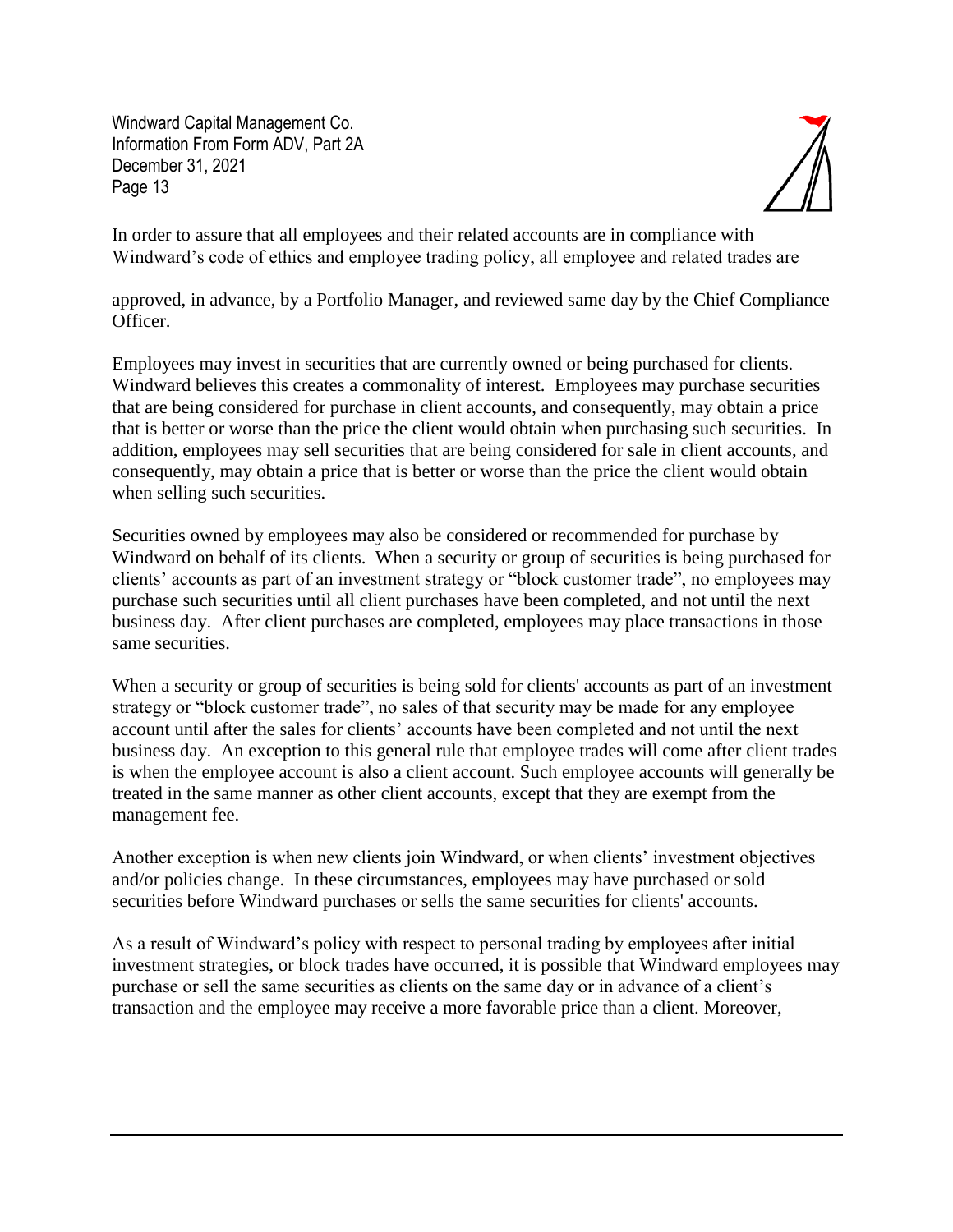In order to assure that all employees and their related accounts are in compliance with Windward's code of ethics and employee trading policy, all employee and related trades are approved, in advance, by a Portfolio Manager, and reviewed same day by the Chief Compliance Officer.

Employees may invest in securities that are currently owned or being purchased for clients. Windward believes this creates a commonality of interest. Employees may purchase securities that are being considered for purchase in client accounts, and consequently, may obtain a price that is better or worse than the price the client would obtain when purchasing such securities. In addition, employees may sell securities that are being considered for sale in client accounts, and consequently, may obtain a price that is better or worse than the price the client would obtain when selling such securities.

Securities owned by employees may also be considered or recommended for purchase by Windward on behalf of its clients. When a security or group of securities is being purchased for clients' accounts as part of an investment strategy or "block customer trade", no employees may purchase such securities until all client purchases have been completed, and not until the next business day. After client purchases are completed, employees may place transactions in those same securities.

When a security or group of securities is being sold for clients' accounts as part of an investment strategy or "block customer trade", no sales of that security may be made for any employee account until after the sales for clients' accounts have been completed and not until the next business day. An exception to this general rule that employee trades will come after client trades is when the employee account is also a client account. Such employee accounts will generally be treated in the same manner as other client accounts, except that they are exempt from the management fee.

Another exception is when new clients join Windward, or when clients' investment objectives and/or policies change. In these circumstances, employees may have purchased or sold securities before Windward purchases or sells the same securities for clients' accounts.

As a result of Windward's policy with respect to personal trading by employees after initial investment strategies, or block trades have occurred, it is possible that Windward employees may purchase or sell the same securities as clients on the same day or in advance of a client's transaction and the employee may receive a more favorable price than a client. Moreover,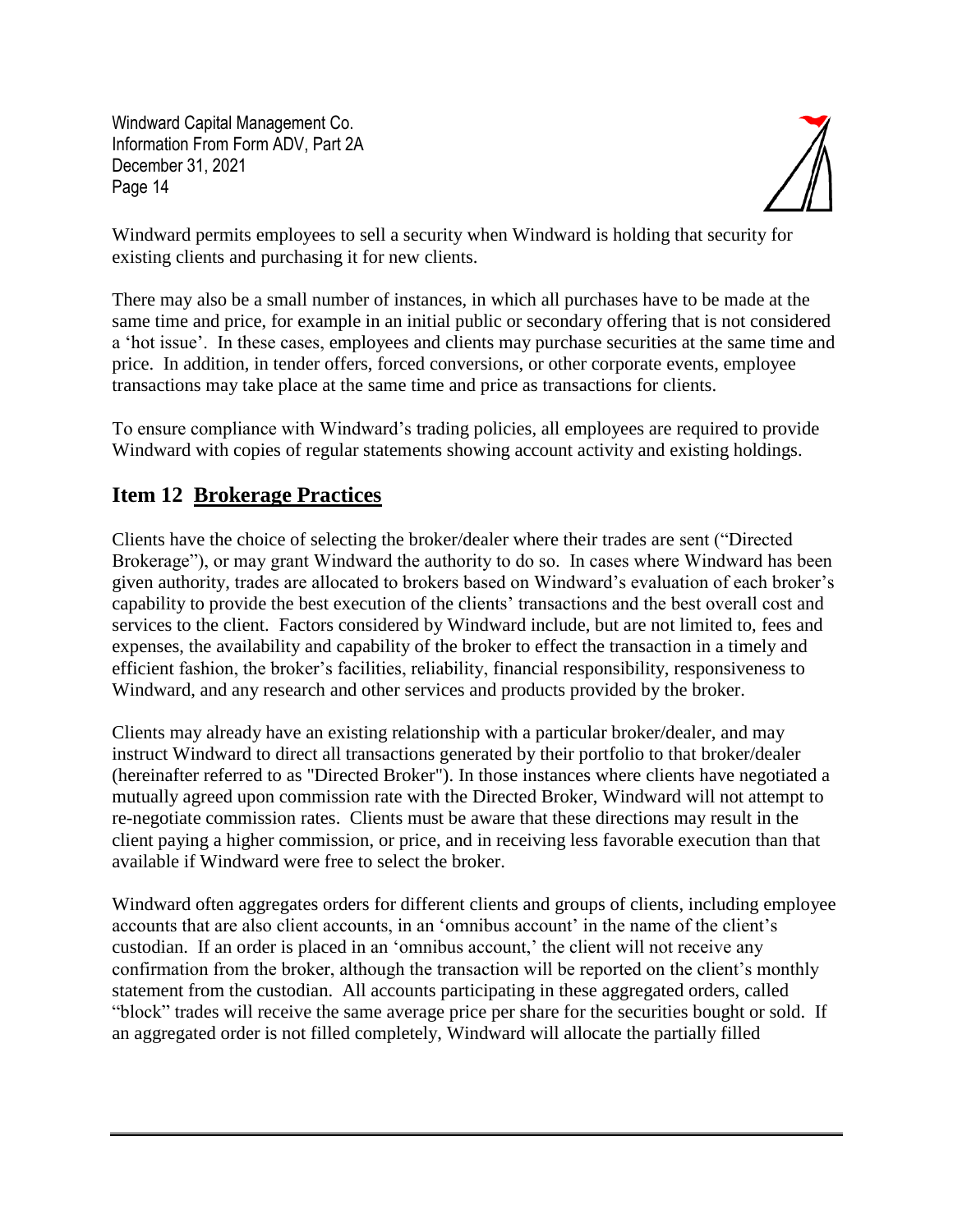Windward permits employees to sell a security when Windward is holding that security for existing clients and purchasing it for new clients.

There may also be a small number of instances, in which all purchases have to be made at the same time and price, for example in an initial public or secondary offering that is not considered a 'hot issue'. In these cases, employees and clients may purchase securities at the same time and price. In addition, in tender offers, forced conversions, or other corporate events, employee transactions may take place at the same time and price as transactions for clients.

To ensure compliance with Windward's trading policies, all employees are required to provide Windward with copies of regular statements showing account activity and existing holdings.

## Item 12 Brokerage Practices

Clients have the choice of selecting the broker/dealer where their trades are sent ("Directed Brokerage"), or may grant Windward the authority to do so. In cases where Windward has been given authority, trades are allocated to brokers based on Windward's evaluation of each broker's capability to provide the best execution of the clients' transactions and the best overall cost and services to the client. Factors considered by Windward include, but are not limited to, fees and expenses, the availability and capability of the broker to effect the transaction in a timely and efficient fashion, the broker's facilities, reliability, financial responsibility, responsiveness to Windward, and any research and other services and products provided by the broker.

Clients may already have an existing relationship with a particular broker/dealer, and may instruct Windward to direct all transactions generated by their portfolio to that broker/dealer (hereinafter referred to as "Directed Broker"). In those instances where clients have negotiated a mutually agreed upon commission rate with the Directed Broker, Windward will not attempt to re-negotiate commission rates. Clients must be aware that these directions may result in the client paying a higher commission, or price, and in receiving less favorable execution than that available if Windward were free to select the broker.

Windward often aggregates orders for different clients and groups of clients, including employee accounts that are also client accounts, in an 'omnibus account' in the name of the client's custodian. If an order is placed in an 'omnibus account,' the client will not receive any confirmation from the broker, although the transaction will be reported on the client's monthly statement from the custodian. All accounts participating in these aggregated orders, called "block" trades will receive the same average price per share for the securities bought or sold. If an aggregated order is not filled completely, Windward will allocate the partially filled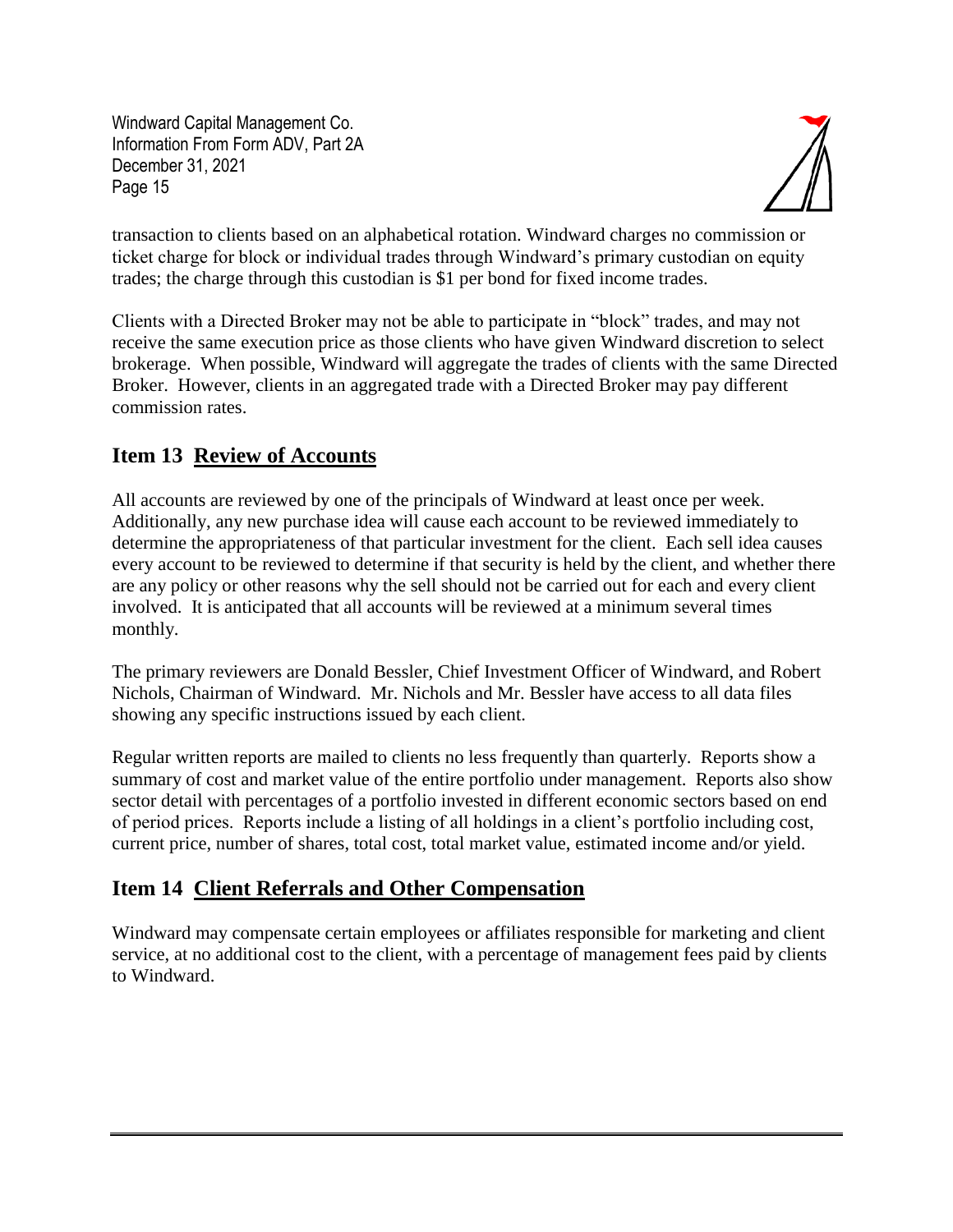transaction to clients based on an alphabetical rotation. Windward charges no commission or ticket charge for block or individual trades through Windward's primary custodian on equity trades; the charge through this custodian is $1 per bond for fixed income trades.

Clients with a Directed Broker may not be able to participate in "block" trades, and may not receive the same execution price as those clients who have given Windward discretion to select brokerage. When possible, Windward will aggregate the trades of clients with the same Directed Broker. However, clients in an aggregated trade with a Directed Broker may pay different commission rates.

## Item 13 Review of Accounts

All accounts are reviewed by one of the principals of Windward at least once per week. Additionally, any new purchase idea will cause each account to be reviewed immediately to determine the appropriateness of that particular investment for the client. Each sell idea causes every account to be reviewed to determine if that security is held by the client, and whether there are any policy or other reasons why the sell should not be carried out for each and every client involved. It is anticipated that all accounts will be reviewed at a minimum several times monthly.

The primary reviewers are Donald Bessler, Chief Investment Officer of Windward, and Robert Nichols, Chairman of Windward. Mr. Nichols and Mr. Bessler have access to all data files showing any specific instructions issued by each client.

Regular written reports are mailed to clients no less frequently than quarterly. Reports show a summary of cost and market value of the entire portfolio under management. Reports also show sector detail with percentages of a portfolio invested in different economic sectors based on end of period prices. Reports include a listing of all holdings in a client's portfolio including cost, current price, number of shares, total cost, total market value, estimated income and/or yield.

## Item 14 Client Referrals and Other Compensation

Windward may compensate certain employees or affiliates responsible for marketing and client service, at no additional cost to the client, with a percentage of management fees paid by clients to Windward.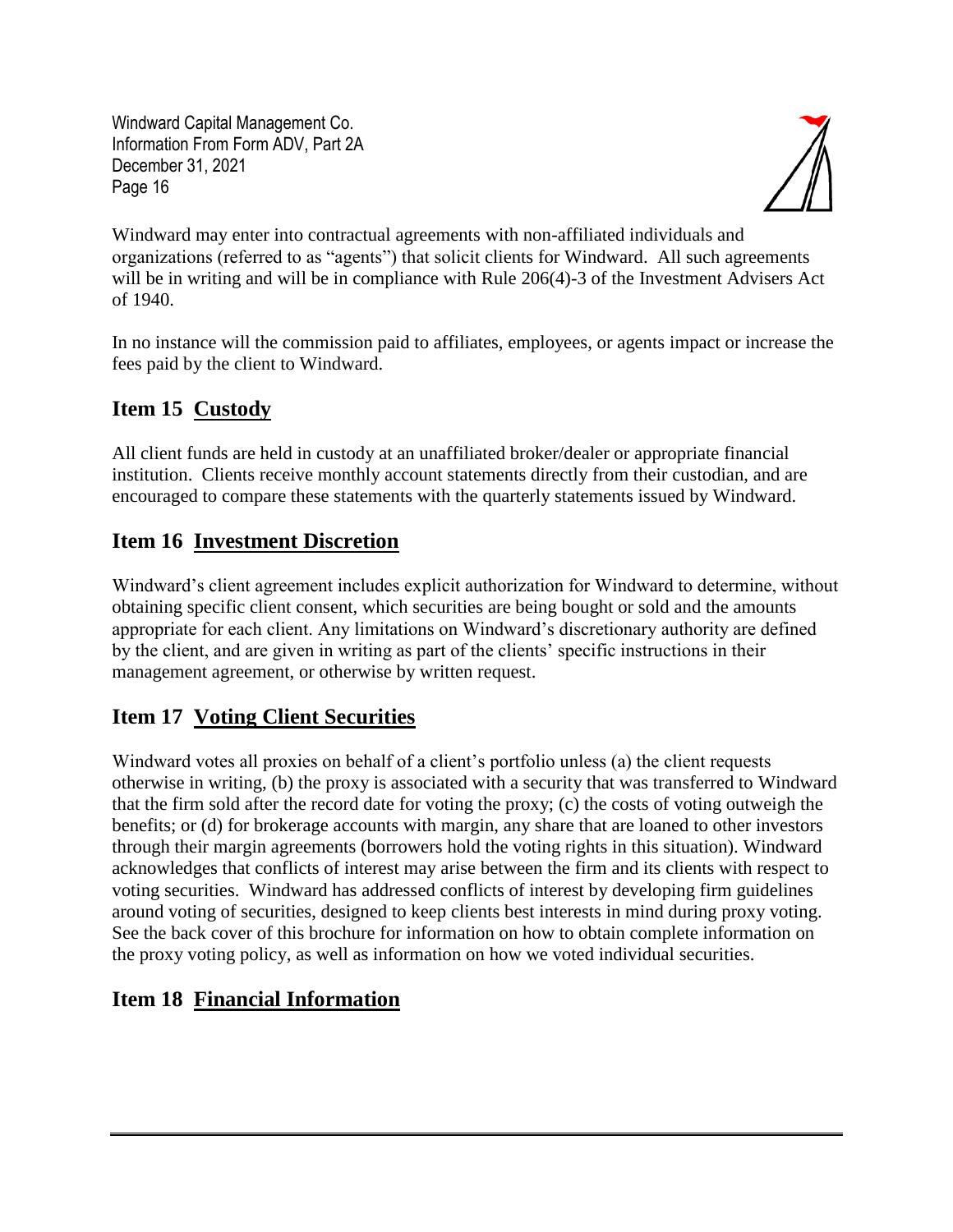Windward may enter into contractual agreements with non-affiliated individuals and organizations (referred to as "agents") that solicit clients for Windward. All such agreements will be in writing and will be in compliance with Rule 206(4)-3 of the Investment Advisers Act of 1940.

In no instance will the commission paid to affiliates, employees, or agents impact or increase the fees paid by the client to Windward.

## Item 15 Custody

All client funds are held in custody at an unaffiliated broker/dealer or appropriate financial institution. Clients receive monthly account statements directly from their custodian, and are encouraged to compare these statements with the quarterly statements issued by Windward.

## Item 16 Investment Discretion

Windward's client agreement includes explicit authorization for Windward to determine, without obtaining specific client consent, which securities are being bought or sold and the amounts appropriate for each client. Any limitations on Windward's discretionary authority are defined by the client, and are given in writing as part of the clients' specific instructions in their management agreement, or otherwise by written request.

## Item 17 Voting Client Securities

Windward votes all proxies on behalf of a client's portfolio unless (a) the client requests otherwise in writing, (b) the proxy is associated with a security that was transferred to Windward that the firm sold after the record date for voting the proxy; (c) the costs of voting outweigh the benefits; or (d) for brokerage accounts with margin, any share that are loaned to other investors through their margin agreements (borrowers hold the voting rights in this situation). Windward acknowledges that conflicts of interest may arise between the firm and its clients with respect to voting securities. Windward has addressed conflicts of interest by developing firm guidelines around voting of securities, designed to keep clients best interests in mind during proxy voting. See the back cover of this brochure for information on how to obtain complete information on the proxy voting policy, as well as information on how we voted individual securities.

## Item 18 Financial Information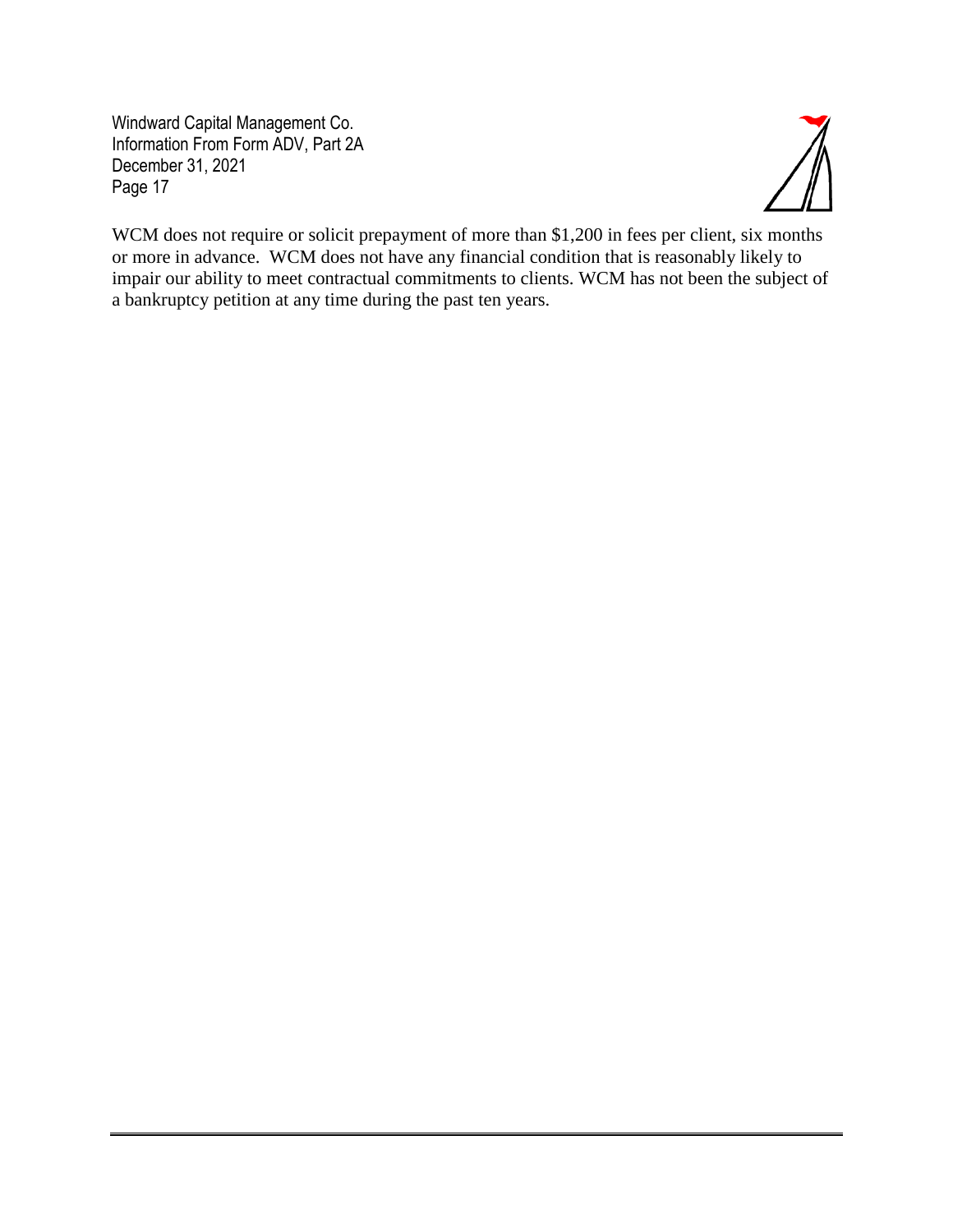WCM does not require or solicit prepayment of more than $1,200 in fees per client, six months or more in advance. WCM does not have any financial condition that is reasonably likely to impair our ability to meet contractual commitments to clients. WCM has not been the subject of a bankruptcy petition at any time during the past ten years.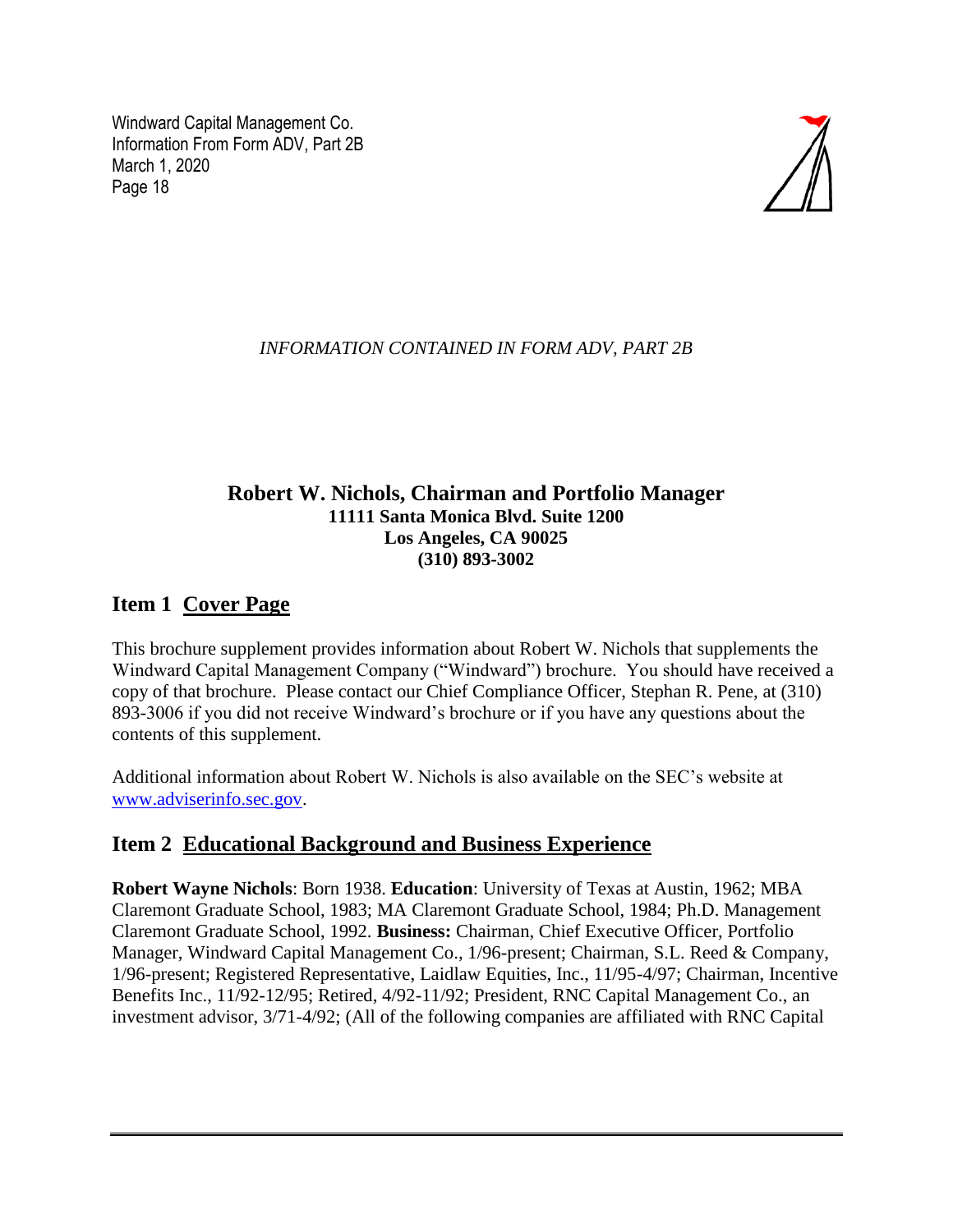*INFORMATION CONTAINED IN FORM ADV, PART 2B*

**Robert W. Nichols, Chairman and Portfolio Manager**
**11111 Santa Monica Blvd. Suite 1200**
**Los Angeles, CA 90025**
**(310) 893-3002**

## Item 1 Cover Page

This brochure supplement provides information about Robert W. Nichols that supplements the Windward Capital Management Company ("Windward") brochure. You should have received a copy of that brochure. Please contact our Chief Compliance Officer, Stephan R. Pene, at (310) 893-3006 if you did not receive Windward's brochure or if you have any questions about the contents of this supplement.

Additional information about Robert W. Nichols is also available on the SEC's website at www.adviserinfo.sec.gov.

## Item 2 Educational Background and Business Experience

**Robert Wayne Nichols**: Born 1938. **Education**: University of Texas at Austin, 1962; MBA Claremont Graduate School, 1983; MA Claremont Graduate School, 1984; Ph.D. Management Claremont Graduate School, 1992. **Business:** Chairman, Chief Executive Officer, Portfolio Manager, Windward Capital Management Co., 1/96-present; Chairman, S.L. Reed & Company, 1/96-present; Registered Representative, Laidlaw Equities, Inc., 11/95-4/97; Chairman, Incentive Benefits Inc., 11/92-12/95; Retired, 4/92-11/92; President, RNC Capital Management Co., an investment advisor, 3/71-4/92; (All of the following companies are affiliated with RNC Capital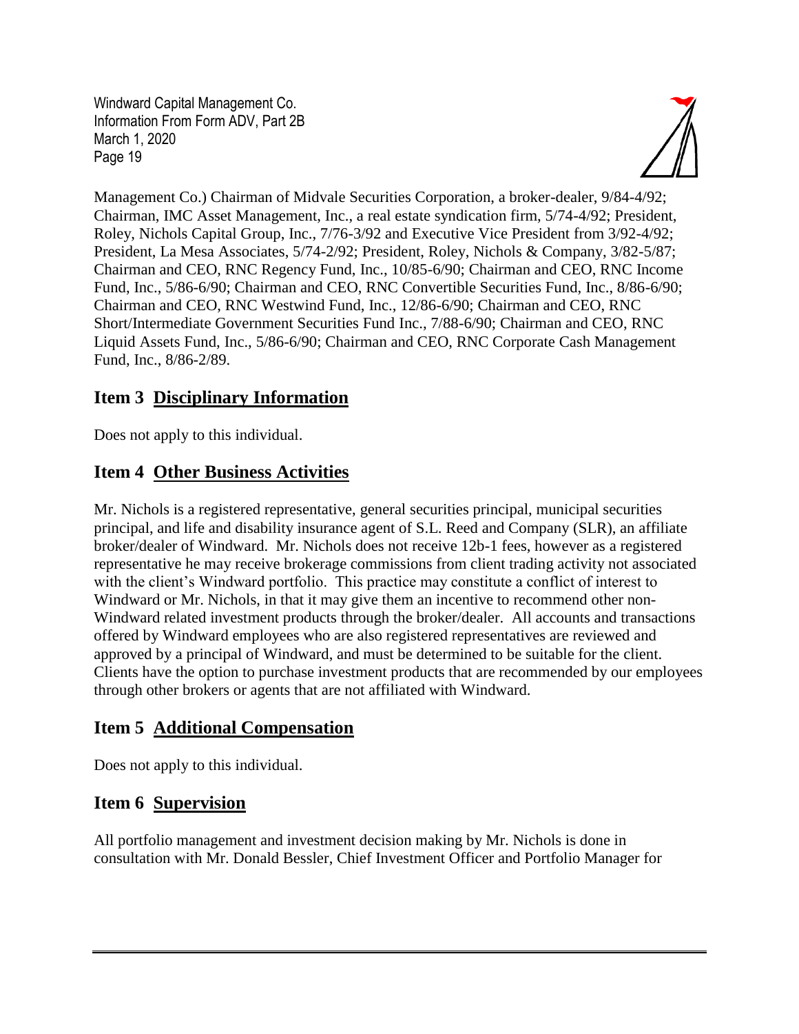Management Co.) Chairman of Midvale Securities Corporation, a broker-dealer, 9/84-4/92; Chairman, IMC Asset Management, Inc., a real estate syndication firm, 5/74-4/92; President, Roley, Nichols Capital Group, Inc., 7/76-3/92 and Executive Vice President from 3/92-4/92; President, La Mesa Associates, 5/74-2/92; President, Roley, Nichols & Company, 3/82-5/87; Chairman and CEO, RNC Regency Fund, Inc., 10/85-6/90; Chairman and CEO, RNC Income Fund, Inc., 5/86-6/90; Chairman and CEO, RNC Convertible Securities Fund, Inc., 8/86-6/90; Chairman and CEO, RNC Westwind Fund, Inc., 12/86-6/90; Chairman and CEO, RNC Short/Intermediate Government Securities Fund Inc., 7/88-6/90; Chairman and CEO, RNC Liquid Assets Fund, Inc., 5/86-6/90; Chairman and CEO, RNC Corporate Cash Management Fund, Inc., 8/86-2/89.

## Item 3 Disciplinary Information

Does not apply to this individual.

## Item 4 Other Business Activities

Mr. Nichols is a registered representative, general securities principal, municipal securities principal, and life and disability insurance agent of S.L. Reed and Company (SLR), an affiliate broker/dealer of Windward. Mr. Nichols does not receive 12b-1 fees, however as a registered representative he may receive brokerage commissions from client trading activity not associated with the client's Windward portfolio. This practice may constitute a conflict of interest to Windward or Mr. Nichols, in that it may give them an incentive to recommend other non-Windward related investment products through the broker/dealer. All accounts and transactions offered by Windward employees who are also registered representatives are reviewed and approved by a principal of Windward, and must be determined to be suitable for the client. Clients have the option to purchase investment products that are recommended by our employees through other brokers or agents that are not affiliated with Windward.

## Item 5 Additional Compensation

Does not apply to this individual.

## Item 6 Supervision

All portfolio management and investment decision making by Mr. Nichols is done in consultation with Mr. Donald Bessler, Chief Investment Officer and Portfolio Manager for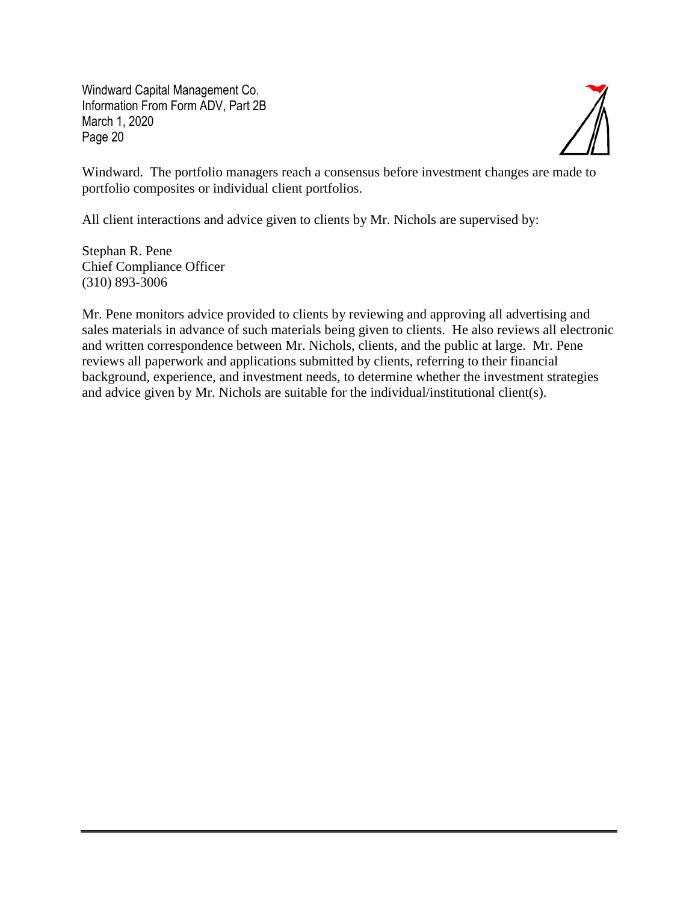Windward. The portfolio managers reach a consensus before investment changes are made to portfolio composites or individual client portfolios.

All client interactions and advice given to clients by Mr. Nichols are supervised by:

Stephan R. Pene
Chief Compliance Officer
(310) 893-3006

Mr. Pene monitors advice provided to clients by reviewing and approving all advertising and sales materials in advance of such materials being given to clients. He also reviews all electronic and written correspondence between Mr. Nichols, clients, and the public at large. Mr. Pene reviews all paperwork and applications submitted by clients, referring to their financial background, experience, and investment needs, to determine whether the investment strategies and advice given by Mr. Nichols are suitable for the individual/institutional client(s).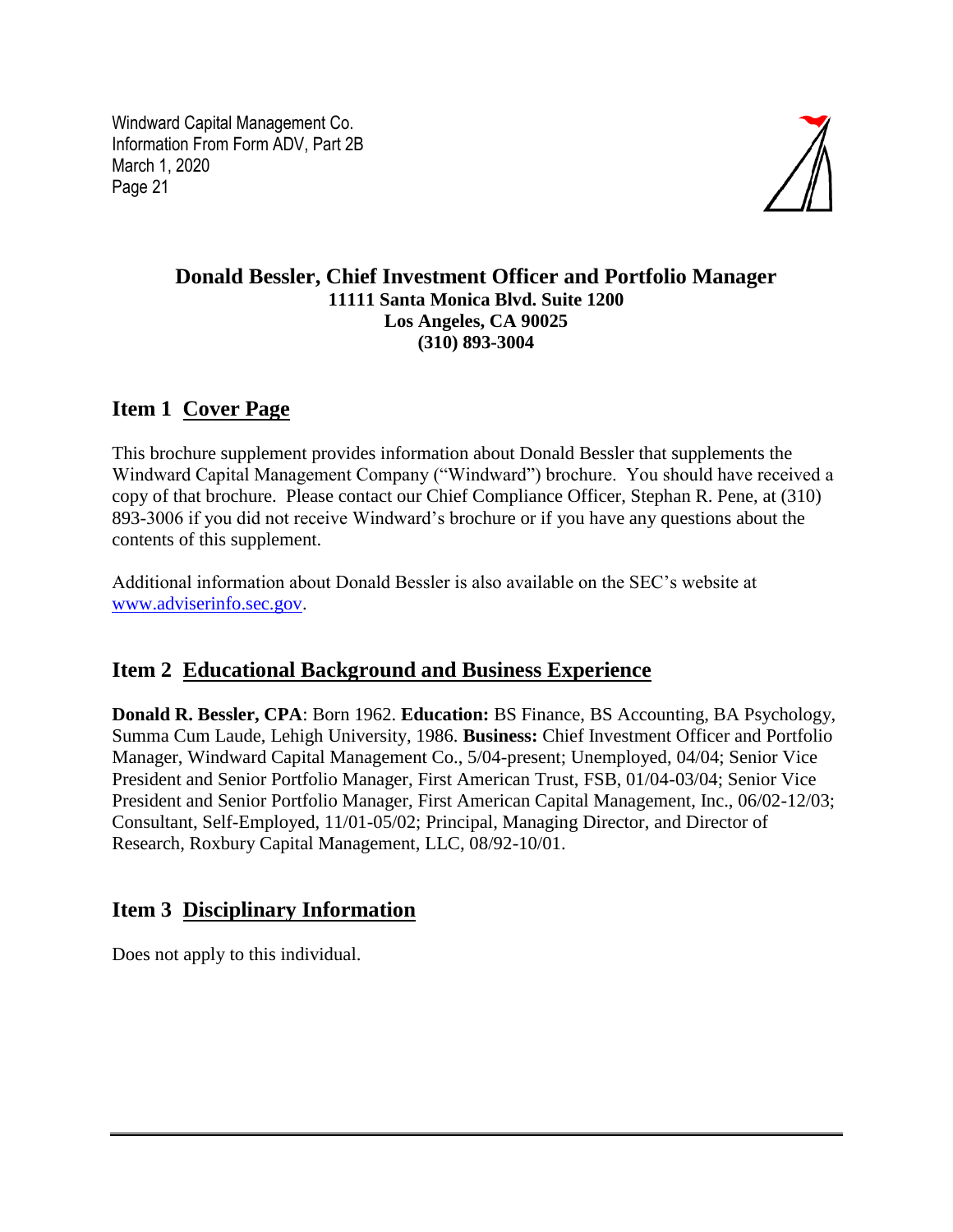# Donald Bessler, Chief Investment Officer and Portfolio Manager

**11111 Santa Monica Blvd. Suite 1200**
**Los Angeles, CA 90025**
**(310) 893-3004**

## Item 1 Cover Page

This brochure supplement provides information about Donald Bessler that supplements the Windward Capital Management Company ("Windward") brochure. You should have received a copy of that brochure. Please contact our Chief Compliance Officer, Stephan R. Pene, at (310) 893-3006 if you did not receive Windward's brochure or if you have any questions about the contents of this supplement.

Additional information about Donald Bessler is also available on the SEC's website at www.adviserinfo.sec.gov.

## Item 2 Educational Background and Business Experience

**Donald R. Bessler, CPA**: Born 1962. **Education:** BS Finance, BS Accounting, BA Psychology, Summa Cum Laude, Lehigh University, 1986. **Business:** Chief Investment Officer and Portfolio Manager, Windward Capital Management Co., 5/04-present; Unemployed, 04/04; Senior Vice President and Senior Portfolio Manager, First American Trust, FSB, 01/04-03/04; Senior Vice President and Senior Portfolio Manager, First American Capital Management, Inc., 06/02-12/03; Consultant, Self-Employed, 11/01-05/02; Principal, Managing Director, and Director of Research, Roxbury Capital Management, LLC, 08/92-10/01.

## Item 3 Disciplinary Information

Does not apply to this individual.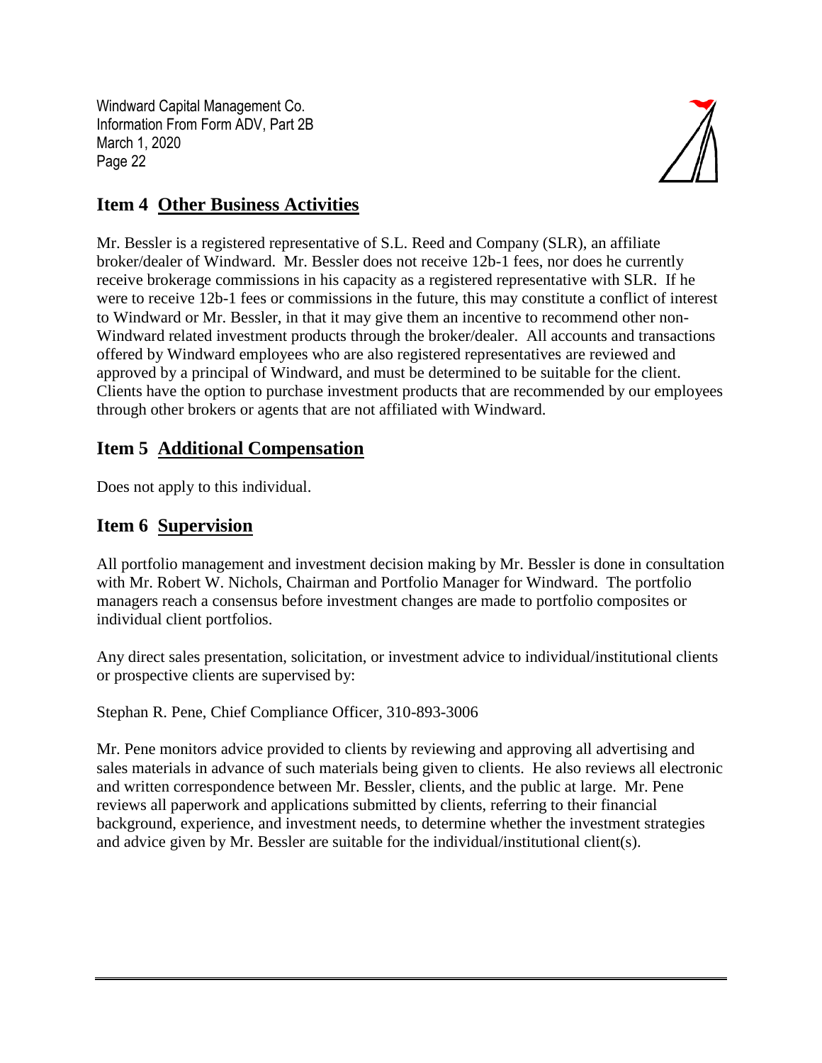## Item 4 Other Business Activities

Mr. Bessler is a registered representative of S.L. Reed and Company (SLR), an affiliate broker/dealer of Windward. Mr. Bessler does not receive 12b-1 fees, nor does he currently receive brokerage commissions in his capacity as a registered representative with SLR. If he were to receive 12b-1 fees or commissions in the future, this may constitute a conflict of interest to Windward or Mr. Bessler, in that it may give them an incentive to recommend other non-Windward related investment products through the broker/dealer. All accounts and transactions offered by Windward employees who are also registered representatives are reviewed and approved by a principal of Windward, and must be determined to be suitable for the client. Clients have the option to purchase investment products that are recommended by our employees through other brokers or agents that are not affiliated with Windward.

## Item 5 Additional Compensation

Does not apply to this individual.

## Item 6 Supervision

All portfolio management and investment decision making by Mr. Bessler is done in consultation with Mr. Robert W. Nichols, Chairman and Portfolio Manager for Windward. The portfolio managers reach a consensus before investment changes are made to portfolio composites or individual client portfolios.

Any direct sales presentation, solicitation, or investment advice to individual/institutional clients or prospective clients are supervised by:

Stephan R. Pene, Chief Compliance Officer, 310-893-3006

Mr. Pene monitors advice provided to clients by reviewing and approving all advertising and sales materials in advance of such materials being given to clients. He also reviews all electronic and written correspondence between Mr. Bessler, clients, and the public at large. Mr. Pene reviews all paperwork and applications submitted by clients, referring to their financial background, experience, and investment needs, to determine whether the investment strategies and advice given by Mr. Bessler are suitable for the individual/institutional client(s).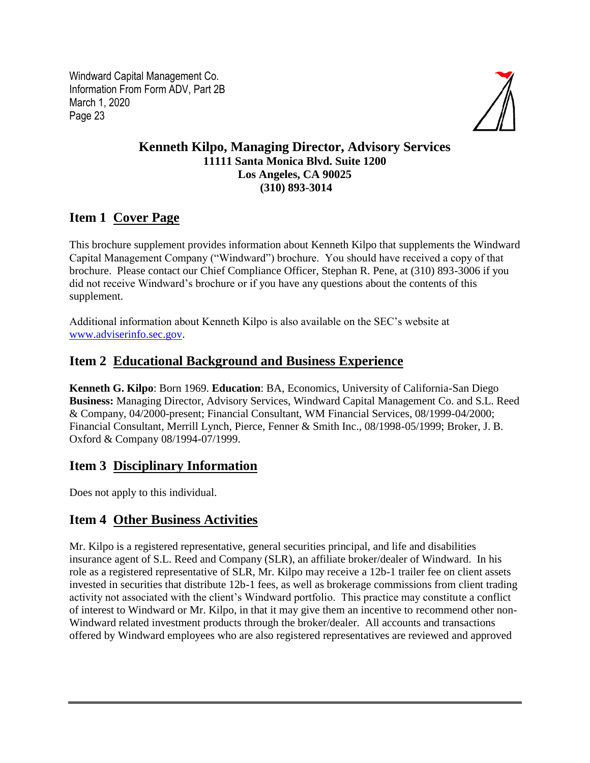**Kenneth Kilpo, Managing Director, Advisory Services**
**11111 Santa Monica Blvd. Suite 1200**
**Los Angeles, CA 90025**
**(310) 893-3014**

## Item 1 Cover Page

This brochure supplement provides information about Kenneth Kilpo that supplements the Windward Capital Management Company ("Windward") brochure. You should have received a copy of that brochure. Please contact our Chief Compliance Officer, Stephan R. Pene, at (310) 893-3006 if you did not receive Windward's brochure or if you have any questions about the contents of this supplement.

Additional information about Kenneth Kilpo is also available on the SEC's website at [www.adviserinfo.sec.gov](http://www.adviserinfo.sec.gov).

## Item 2 Educational Background and Business Experience

**Kenneth G. Kilpo**: Born 1969. **Education**: BA, Economics, University of California-San Diego **Business:** Managing Director, Advisory Services, Windward Capital Management Co. and S.L. Reed & Company, 04/2000-present; Financial Consultant, WM Financial Services, 08/1999-04/2000; Financial Consultant, Merrill Lynch, Pierce, Fenner & Smith Inc., 08/1998-05/1999; Broker, J. B. Oxford & Company 08/1994-07/1999.

## Item 3 Disciplinary Information

Does not apply to this individual.

## Item 4 Other Business Activities

Mr. Kilpo is a registered representative, general securities principal, and life and disabilities insurance agent of S.L. Reed and Company (SLR), an affiliate broker/dealer of Windward. In his role as a registered representative of SLR, Mr. Kilpo may receive a 12b-1 trailer fee on client assets invested in securities that distribute 12b-1 fees, as well as brokerage commissions from client trading activity not associated with the client's Windward portfolio. This practice may constitute a conflict of interest to Windward or Mr. Kilpo, in that it may give them an incentive to recommend other non-Windward related investment products through the broker/dealer. All accounts and transactions offered by Windward employees who are also registered representatives are reviewed and approved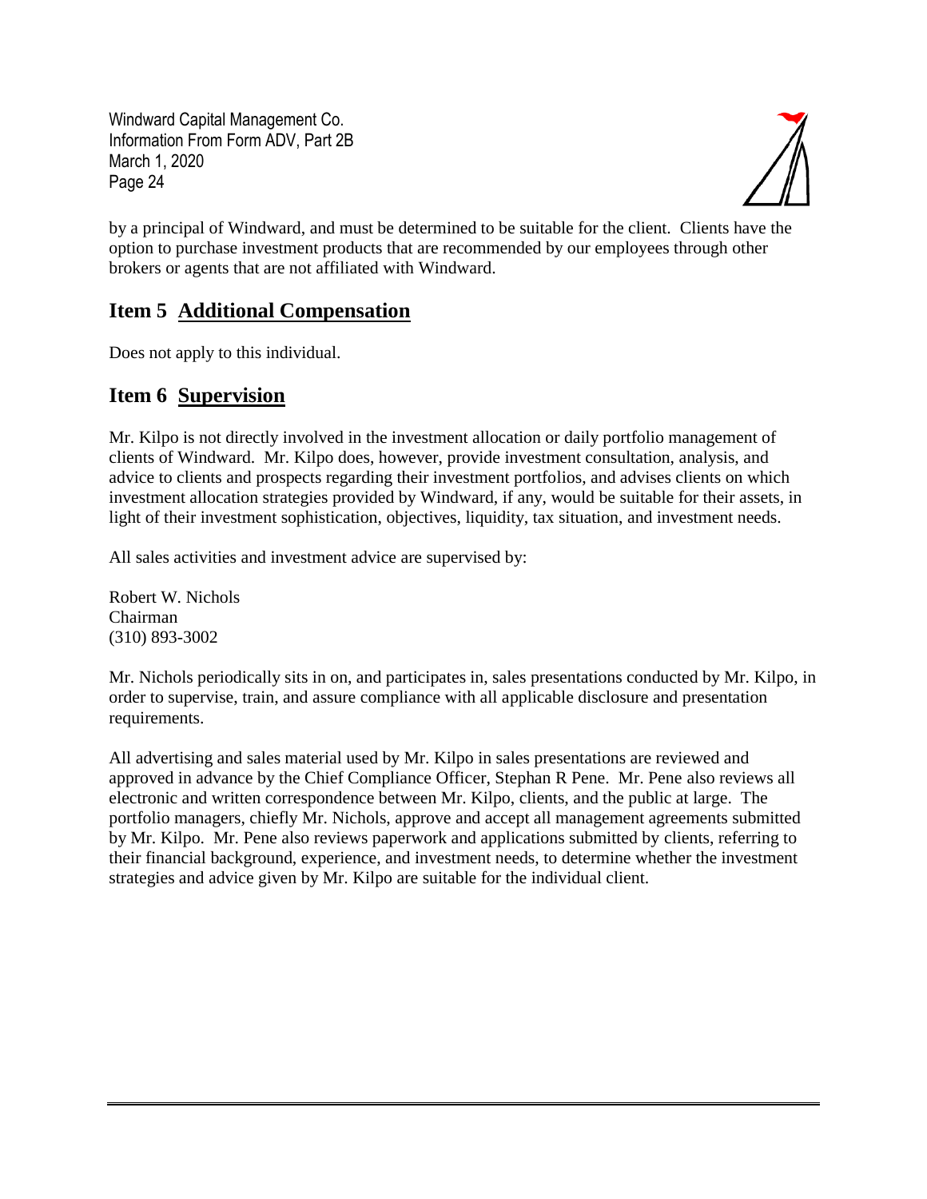by a principal of Windward, and must be determined to be suitable for the client. Clients have the option to purchase investment products that are recommended by our employees through other brokers or agents that are not affiliated with Windward.

## Item 5 Additional Compensation

Does not apply to this individual.

## Item 6 Supervision

Mr. Kilpo is not directly involved in the investment allocation or daily portfolio management of clients of Windward. Mr. Kilpo does, however, provide investment consultation, analysis, and advice to clients and prospects regarding their investment portfolios, and advises clients on which investment allocation strategies provided by Windward, if any, would be suitable for their assets, in light of their investment sophistication, objectives, liquidity, tax situation, and investment needs.

All sales activities and investment advice are supervised by:

Robert W. Nichols
Chairman
(310) 893-3002

Mr. Nichols periodically sits in on, and participates in, sales presentations conducted by Mr. Kilpo, in order to supervise, train, and assure compliance with all applicable disclosure and presentation requirements.

All advertising and sales material used by Mr. Kilpo in sales presentations are reviewed and approved in advance by the Chief Compliance Officer, Stephan R Pene. Mr. Pene also reviews all electronic and written correspondence between Mr. Kilpo, clients, and the public at large. The portfolio managers, chiefly Mr. Nichols, approve and accept all management agreements submitted by Mr. Kilpo. Mr. Pene also reviews paperwork and applications submitted by clients, referring to their financial background, experience, and investment needs, to determine whether the investment strategies and advice given by Mr. Kilpo are suitable for the individual client.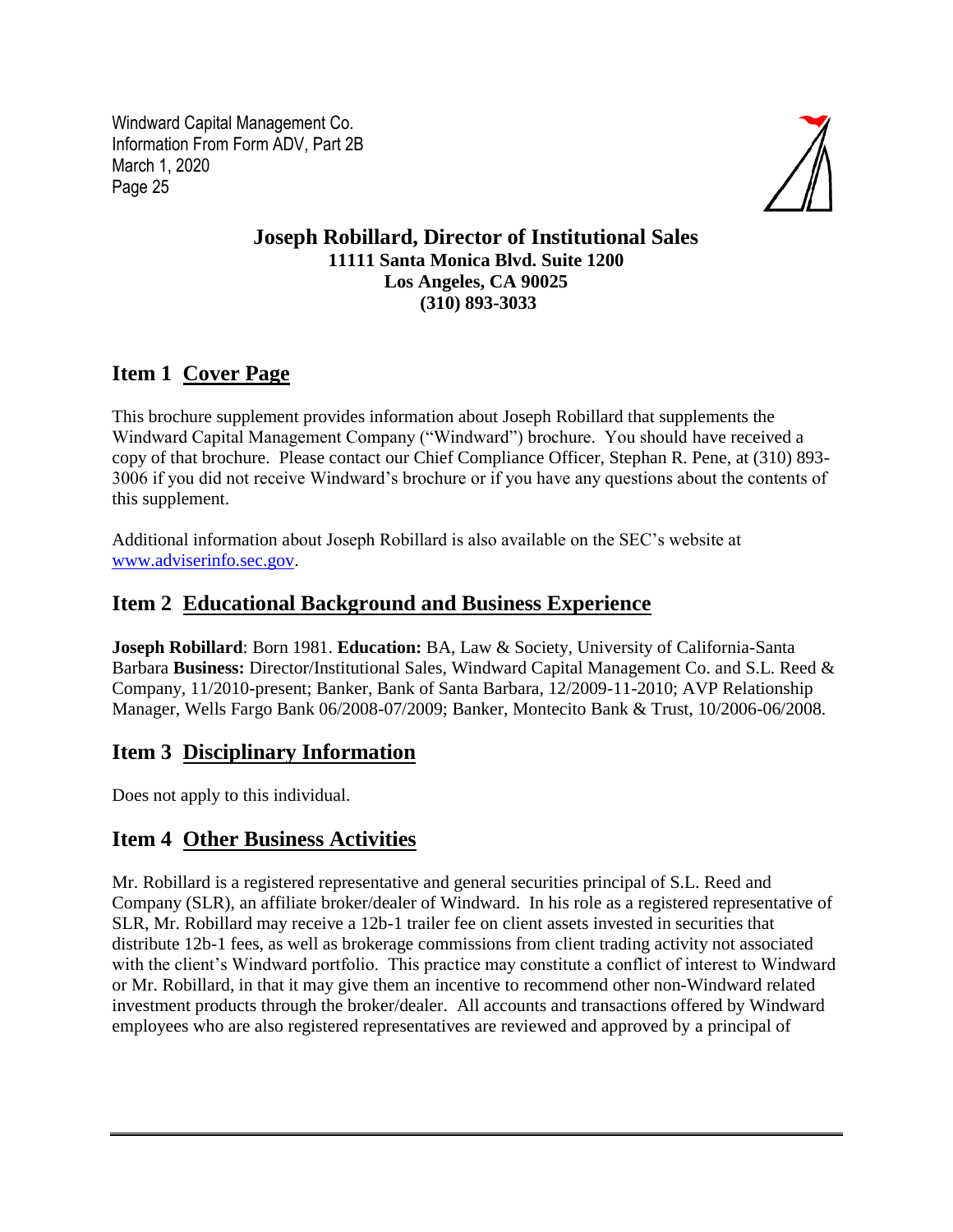**Joseph Robillard, Director of Institutional Sales**
**11111 Santa Monica Blvd. Suite 1200**
**Los Angeles, CA 90025**
**(310) 893-3033**

## Item 1 Cover Page

This brochure supplement provides information about Joseph Robillard that supplements the Windward Capital Management Company ("Windward") brochure. You should have received a copy of that brochure. Please contact our Chief Compliance Officer, Stephan R. Pene, at (310) 893-3006 if you did not receive Windward's brochure or if you have any questions about the contents of this supplement.

Additional information about Joseph Robillard is also available on the SEC's website at www.adviserinfo.sec.gov.

## Item 2 Educational Background and Business Experience

**Joseph Robillard**: Born 1981. **Education:** BA, Law & Society, University of California-Santa Barbara **Business:** Director/Institutional Sales, Windward Capital Management Co. and S.L. Reed & Company, 11/2010-present; Banker, Bank of Santa Barbara, 12/2009-11-2010; AVP Relationship Manager, Wells Fargo Bank 06/2008-07/2009; Banker, Montecito Bank & Trust, 10/2006-06/2008.

## Item 3 Disciplinary Information

Does not apply to this individual.

## Item 4 Other Business Activities

Mr. Robillard is a registered representative and general securities principal of S.L. Reed and Company (SLR), an affiliate broker/dealer of Windward. In his role as a registered representative of SLR, Mr. Robillard may receive a 12b-1 trailer fee on client assets invested in securities that distribute 12b-1 fees, as well as brokerage commissions from client trading activity not associated with the client's Windward portfolio. This practice may constitute a conflict of interest to Windward or Mr. Robillard, in that it may give them an incentive to recommend other non-Windward related investment products through the broker/dealer. All accounts and transactions offered by Windward employees who are also registered representatives are reviewed and approved by a principal of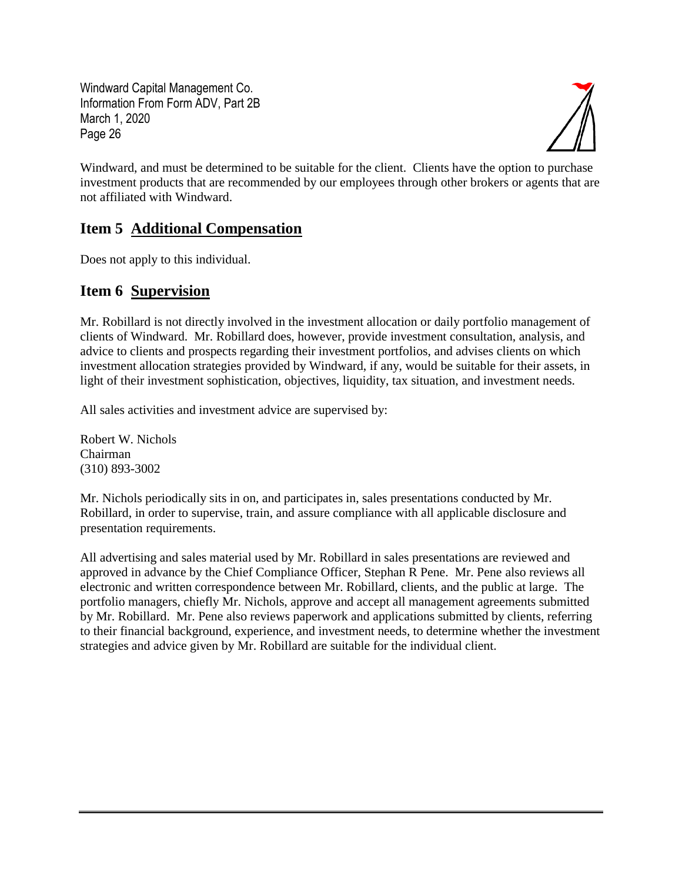Windward, and must be determined to be suitable for the client. Clients have the option to purchase investment products that are recommended by our employees through other brokers or agents that are not affiliated with Windward.

## Item 5 Additional Compensation

Does not apply to this individual.

## Item 6 Supervision

Mr. Robillard is not directly involved in the investment allocation or daily portfolio management of clients of Windward. Mr. Robillard does, however, provide investment consultation, analysis, and advice to clients and prospects regarding their investment portfolios, and advises clients on which investment allocation strategies provided by Windward, if any, would be suitable for their assets, in light of their investment sophistication, objectives, liquidity, tax situation, and investment needs.

All sales activities and investment advice are supervised by:

Robert W. Nichols
Chairman
(310) 893-3002

Mr. Nichols periodically sits in on, and participates in, sales presentations conducted by Mr. Robillard, in order to supervise, train, and assure compliance with all applicable disclosure and presentation requirements.

All advertising and sales material used by Mr. Robillard in sales presentations are reviewed and approved in advance by the Chief Compliance Officer, Stephan R Pene. Mr. Pene also reviews all electronic and written correspondence between Mr. Robillard, clients, and the public at large. The portfolio managers, chiefly Mr. Nichols, approve and accept all management agreements submitted by Mr. Robillard. Mr. Pene also reviews paperwork and applications submitted by clients, referring to their financial background, experience, and investment needs, to determine whether the investment strategies and advice given by Mr. Robillard are suitable for the individual client.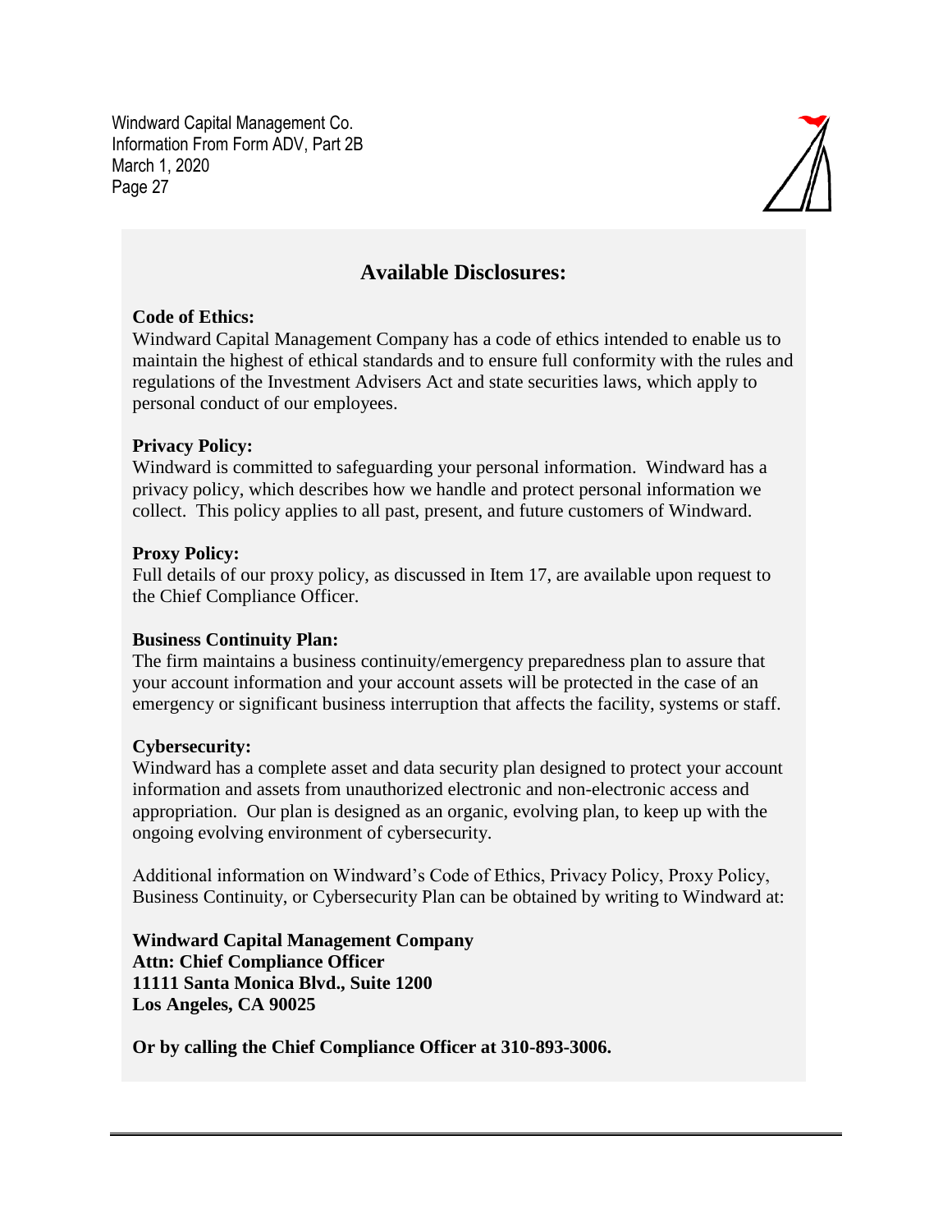## Available Disclosures:

**Code of Ethics:**
Windward Capital Management Company has a code of ethics intended to enable us to maintain the highest of ethical standards and to ensure full conformity with the rules and regulations of the Investment Advisers Act and state securities laws, which apply to personal conduct of our employees.

**Privacy Policy:**
Windward is committed to safeguarding your personal information. Windward has a privacy policy, which describes how we handle and protect personal information we collect. This policy applies to all past, present, and future customers of Windward.

**Proxy Policy:**
Full details of our proxy policy, as discussed in Item 17, are available upon request to the Chief Compliance Officer.

**Business Continuity Plan:**
The firm maintains a business continuity/emergency preparedness plan to assure that your account information and your account assets will be protected in the case of an emergency or significant business interruption that affects the facility, systems or staff.

**Cybersecurity:**
Windward has a complete asset and data security plan designed to protect your account information and assets from unauthorized electronic and non-electronic access and appropriation. Our plan is designed as an organic, evolving plan, to keep up with the ongoing evolving environment of cybersecurity.

Additional information on Windward's Code of Ethics, Privacy Policy, Proxy Policy, Business Continuity, or Cybersecurity Plan can be obtained by writing to Windward at:

**Windward Capital Management Company**
**Attn: Chief Compliance Officer**
**11111 Santa Monica Blvd., Suite 1200**
**Los Angeles, CA 90025**

**Or by calling the Chief Compliance Officer at 310-893-3006.**